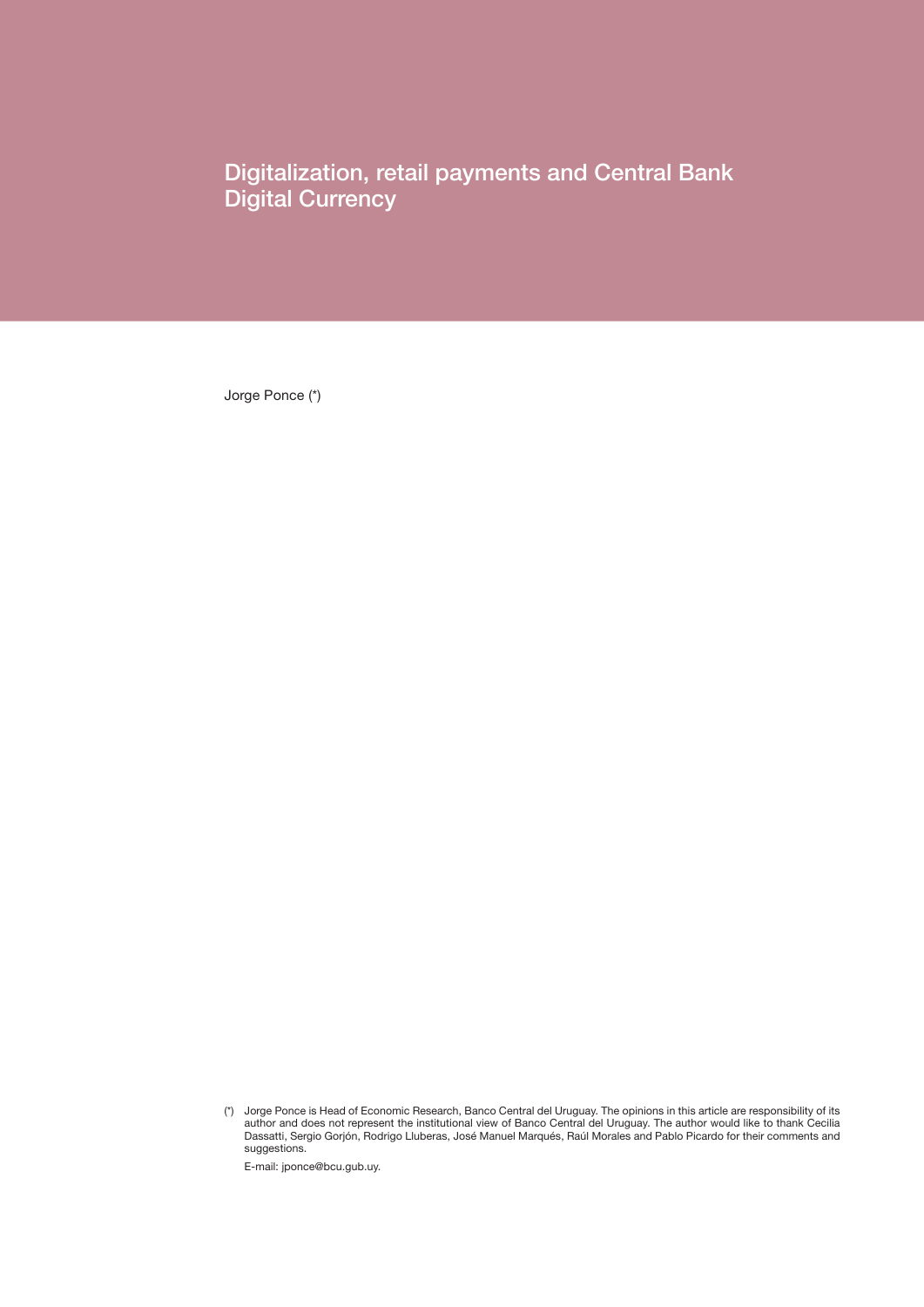# Digitalization, retail payments and Central Bank Digital Currency

Jorge Ponce (*)

(*) Jorge Ponce is Head of Economic Research, Banco Central del Uruguay. The opinions in this article are responsibility of its author and does not represent the institutional view of Banco Central del Uruguay. The author would like to thank Cecilia Dassatti, Sergio Gorjón, Rodrigo Lluberas, José Manuel Marqués, Raúl Morales and Pablo Picardo for their comments and suggestions.

E-mail: jponce@bcu.gub.uy.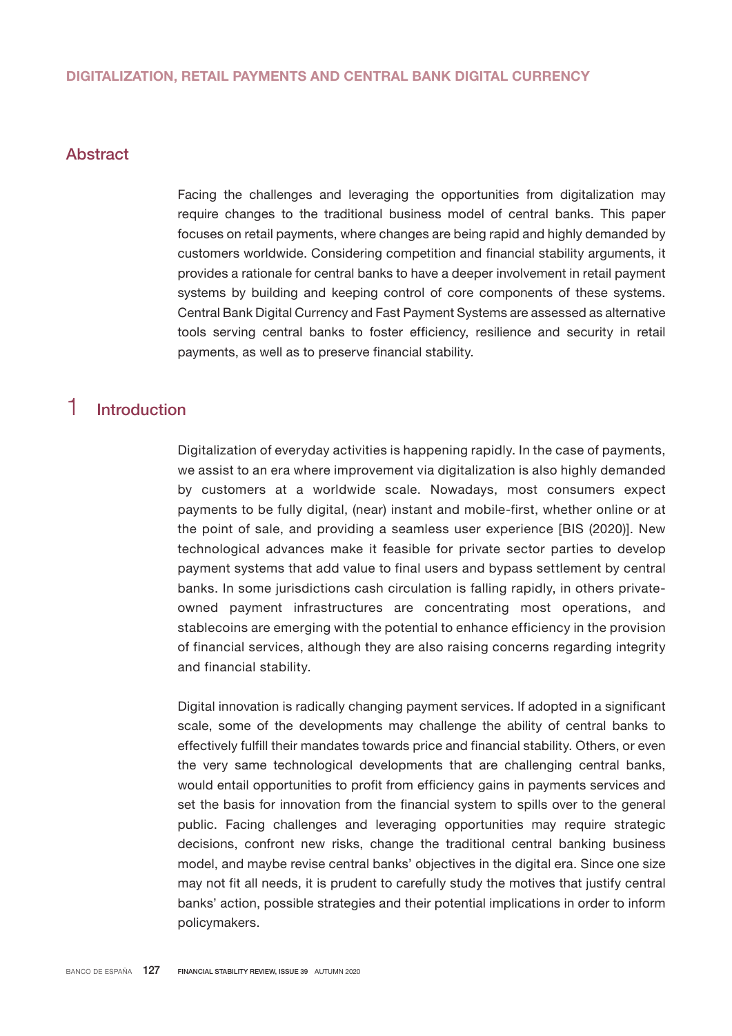## Abstract

Facing the challenges and leveraging the opportunities from digitalization may require changes to the traditional business model of central banks. This paper focuses on retail payments, where changes are being rapid and highly demanded by customers worldwide. Considering competition and financial stability arguments, it provides a rationale for central banks to have a deeper involvement in retail payment systems by building and keeping control of core components of these systems. Central Bank Digital Currency and Fast Payment Systems are assessed as alternative tools serving central banks to foster efficiency, resilience and security in retail payments, as well as to preserve financial stability.

## 1 Introduction

Digitalization of everyday activities is happening rapidly. In the case of payments, we assist to an era where improvement via digitalization is also highly demanded by customers at a worldwide scale. Nowadays, most consumers expect payments to be fully digital, (near) instant and mobile-first, whether online or at the point of sale, and providing a seamless user experience [BIS (2020)]. New technological advances make it feasible for private sector parties to develop payment systems that add value to final users and bypass settlement by central banks. In some jurisdictions cash circulation is falling rapidly, in others private-owned payment infrastructures are concentrating most operations, and stablecoins are emerging with the potential to enhance efficiency in the provision of financial services, although they are also raising concerns regarding integrity and financial stability.

Digital innovation is radically changing payment services. If adopted in a significant scale, some of the developments may challenge the ability of central banks to effectively fulfill their mandates towards price and financial stability. Others, or even the very same technological developments that are challenging central banks, would entail opportunities to profit from efficiency gains in payments services and set the basis for innovation from the financial system to spills over to the general public. Facing challenges and leveraging opportunities may require strategic decisions, confront new risks, change the traditional central banking business model, and maybe revise central banks' objectives in the digital era. Since one size may not fit all needs, it is prudent to carefully study the motives that justify central banks' action, possible strategies and their potential implications in order to inform policymakers.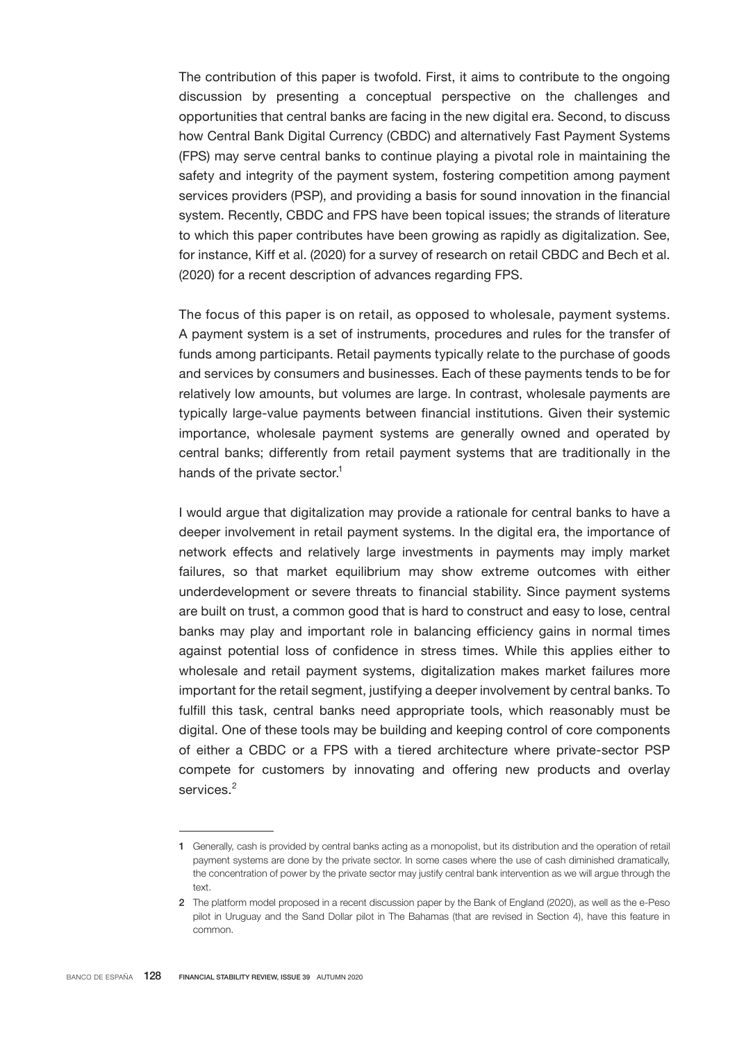The contribution of this paper is twofold. First, it aims to contribute to the ongoing discussion by presenting a conceptual perspective on the challenges and opportunities that central banks are facing in the new digital era. Second, to discuss how Central Bank Digital Currency (CBDC) and alternatively Fast Payment Systems (FPS) may serve central banks to continue playing a pivotal role in maintaining the safety and integrity of the payment system, fostering competition among payment services providers (PSP), and providing a basis for sound innovation in the financial system. Recently, CBDC and FPS have been topical issues; the strands of literature to which this paper contributes have been growing as rapidly as digitalization. See, for instance, Kiff et al. (2020) for a survey of research on retail CBDC and Bech et al. (2020) for a recent description of advances regarding FPS.

The focus of this paper is on retail, as opposed to wholesale, payment systems. A payment system is a set of instruments, procedures and rules for the transfer of funds among participants. Retail payments typically relate to the purchase of goods and services by consumers and businesses. Each of these payments tends to be for relatively low amounts, but volumes are large. In contrast, wholesale payments are typically large-value payments between financial institutions. Given their systemic importance, wholesale payment systems are generally owned and operated by central banks; differently from retail payment systems that are traditionally in the hands of the private sector.[1]

I would argue that digitalization may provide a rationale for central banks to have a deeper involvement in retail payment systems. In the digital era, the importance of network effects and relatively large investments in payments may imply market failures, so that market equilibrium may show extreme outcomes with either underdevelopment or severe threats to financial stability. Since payment systems are built on trust, a common good that is hard to construct and easy to lose, central banks may play and important role in balancing efficiency gains in normal times against potential loss of confidence in stress times. While this applies either to wholesale and retail payment systems, digitalization makes market failures more important for the retail segment, justifying a deeper involvement by central banks. To fulfill this task, central banks need appropriate tools, which reasonably must be digital. One of these tools may be building and keeping control of core components of either a CBDC or a FPS with a tiered architecture where private-sector PSP compete for customers by innovating and offering new products and overlay services.[2]

---

[1] Generally, cash is provided by central banks acting as a monopolist, but its distribution and the operation of retail payment systems are done by the private sector. In some cases where the use of cash diminished dramatically, the concentration of power by the private sector may justify central bank intervention as we will argue through the text.

[2] The platform model proposed in a recent discussion paper by the Bank of England (2020), as well as the e-Peso pilot in Uruguay and the Sand Dollar pilot in The Bahamas (that are revised in Section 4), have this feature in common.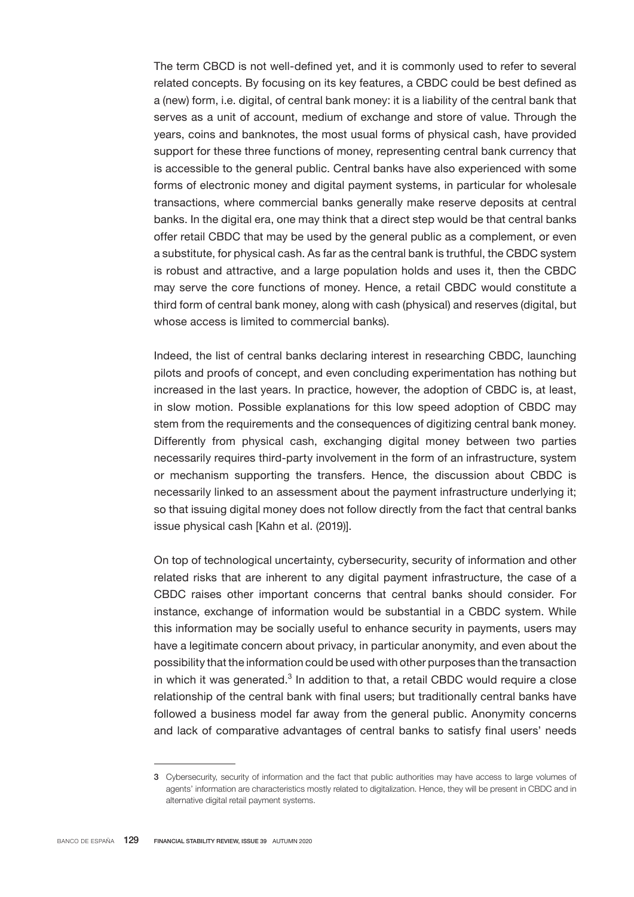The term CBCD is not well-defined yet, and it is commonly used to refer to several related concepts. By focusing on its key features, a CBDC could be best defined as a (new) form, i.e. digital, of central bank money: it is a liability of the central bank that serves as a unit of account, medium of exchange and store of value. Through the years, coins and banknotes, the most usual forms of physical cash, have provided support for these three functions of money, representing central bank currency that is accessible to the general public. Central banks have also experienced with some forms of electronic money and digital payment systems, in particular for wholesale transactions, where commercial banks generally make reserve deposits at central banks. In the digital era, one may think that a direct step would be that central banks offer retail CBDC that may be used by the general public as a complement, or even a substitute, for physical cash. As far as the central bank is truthful, the CBDC system is robust and attractive, and a large population holds and uses it, then the CBDC may serve the core functions of money. Hence, a retail CBDC would constitute a third form of central bank money, along with cash (physical) and reserves (digital, but whose access is limited to commercial banks).

Indeed, the list of central banks declaring interest in researching CBDC, launching pilots and proofs of concept, and even concluding experimentation has nothing but increased in the last years. In practice, however, the adoption of CBDC is, at least, in slow motion. Possible explanations for this low speed adoption of CBDC may stem from the requirements and the consequences of digitizing central bank money. Differently from physical cash, exchanging digital money between two parties necessarily requires third-party involvement in the form of an infrastructure, system or mechanism supporting the transfers. Hence, the discussion about CBDC is necessarily linked to an assessment about the payment infrastructure underlying it; so that issuing digital money does not follow directly from the fact that central banks issue physical cash [Kahn et al. (2019)].

On top of technological uncertainty, cybersecurity, security of information and other related risks that are inherent to any digital payment infrastructure, the case of a CBDC raises other important concerns that central banks should consider. For instance, exchange of information would be substantial in a CBDC system. While this information may be socially useful to enhance security in payments, users may have a legitimate concern about privacy, in particular anonymity, and even about the possibility that the information could be used with other purposes than the transaction in which it was generated.[3] In addition to that, a retail CBDC would require a close relationship of the central bank with final users; but traditionally central banks have followed a business model far away from the general public. Anonymity concerns and lack of comparative advantages of central banks to satisfy final users' needs

---

3 Cybersecurity, security of information and the fact that public authorities may have access to large volumes of agents' information are characteristics mostly related to digitalization. Hence, they will be present in CBDC and in alternative digital retail payment systems.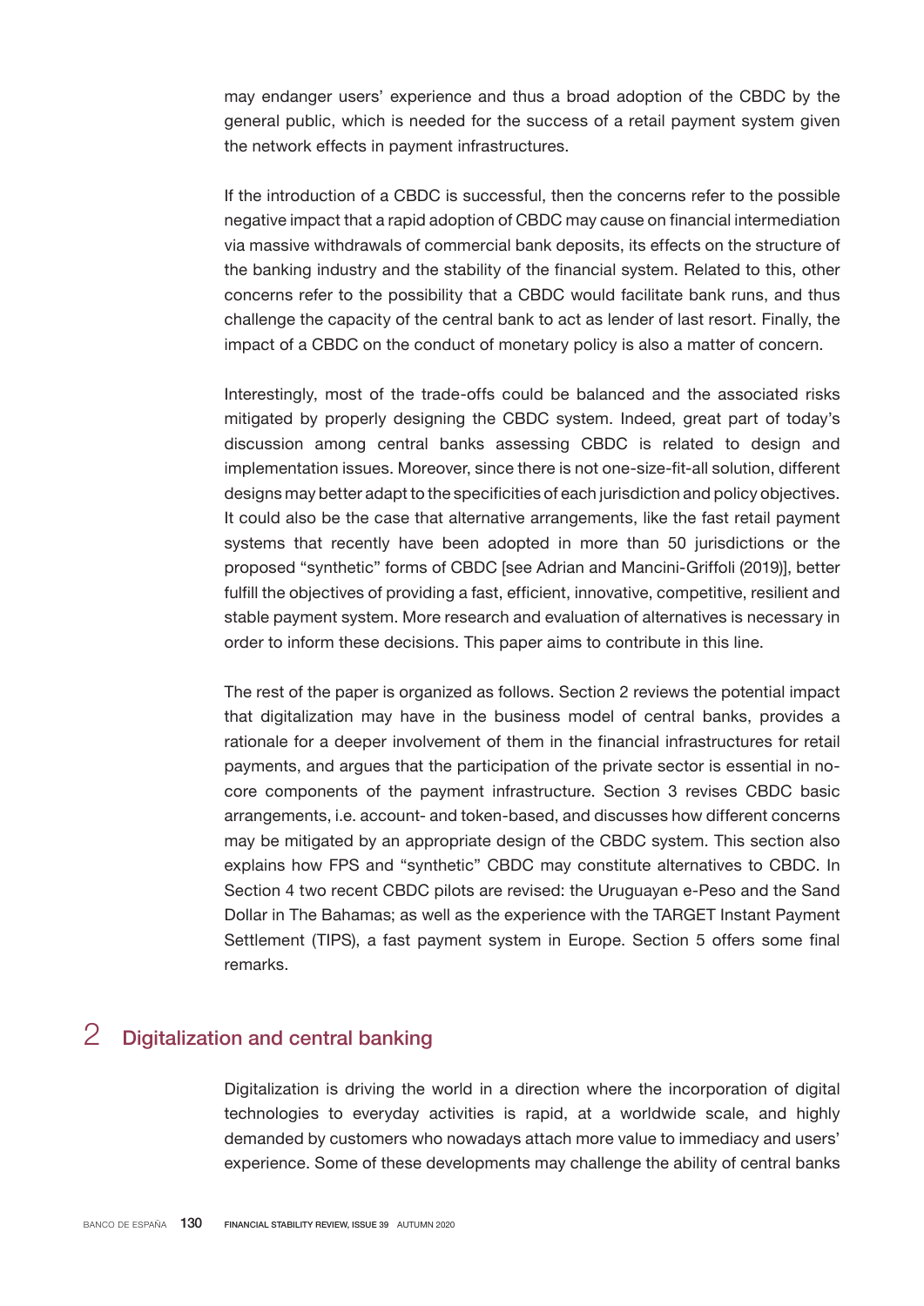may endanger users' experience and thus a broad adoption of the CBDC by the general public, which is needed for the success of a retail payment system given the network effects in payment infrastructures.

If the introduction of a CBDC is successful, then the concerns refer to the possible negative impact that a rapid adoption of CBDC may cause on financial intermediation via massive withdrawals of commercial bank deposits, its effects on the structure of the banking industry and the stability of the financial system. Related to this, other concerns refer to the possibility that a CBDC would facilitate bank runs, and thus challenge the capacity of the central bank to act as lender of last resort. Finally, the impact of a CBDC on the conduct of monetary policy is also a matter of concern.

Interestingly, most of the trade-offs could be balanced and the associated risks mitigated by properly designing the CBDC system. Indeed, great part of today's discussion among central banks assessing CBDC is related to design and implementation issues. Moreover, since there is not one-size-fit-all solution, different designs may better adapt to the specificities of each jurisdiction and policy objectives. It could also be the case that alternative arrangements, like the fast retail payment systems that recently have been adopted in more than 50 jurisdictions or the proposed "synthetic" forms of CBDC [see Adrian and Mancini-Griffoli (2019)], better fulfill the objectives of providing a fast, efficient, innovative, competitive, resilient and stable payment system. More research and evaluation of alternatives is necessary in order to inform these decisions. This paper aims to contribute in this line.

The rest of the paper is organized as follows. Section 2 reviews the potential impact that digitalization may have in the business model of central banks, provides a rationale for a deeper involvement of them in the financial infrastructures for retail payments, and argues that the participation of the private sector is essential in no-core components of the payment infrastructure. Section 3 revises CBDC basic arrangements, i.e. account- and token-based, and discusses how different concerns may be mitigated by an appropriate design of the CBDC system. This section also explains how FPS and "synthetic" CBDC may constitute alternatives to CBDC. In Section 4 two recent CBDC pilots are revised: the Uruguayan e-Peso and the Sand Dollar in The Bahamas; as well as the experience with the TARGET Instant Payment Settlement (TIPS), a fast payment system in Europe. Section 5 offers some final remarks.

## 2 Digitalization and central banking

Digitalization is driving the world in a direction where the incorporation of digital technologies to everyday activities is rapid, at a worldwide scale, and highly demanded by customers who nowadays attach more value to immediacy and users' experience. Some of these developments may challenge the ability of central banks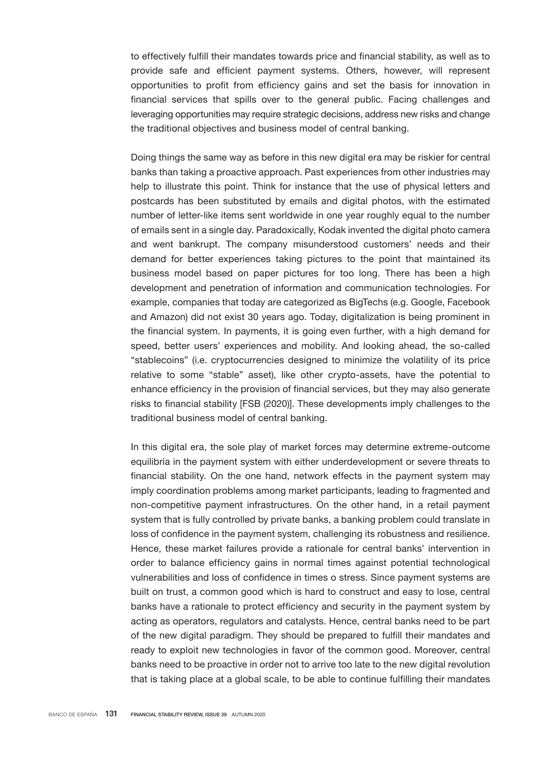to effectively fulfill their mandates towards price and financial stability, as well as to provide safe and efficient payment systems. Others, however, will represent opportunities to profit from efficiency gains and set the basis for innovation in financial services that spills over to the general public. Facing challenges and leveraging opportunities may require strategic decisions, address new risks and change the traditional objectives and business model of central banking.

Doing things the same way as before in this new digital era may be riskier for central banks than taking a proactive approach. Past experiences from other industries may help to illustrate this point. Think for instance that the use of physical letters and postcards has been substituted by emails and digital photos, with the estimated number of letter-like items sent worldwide in one year roughly equal to the number of emails sent in a single day. Paradoxically, Kodak invented the digital photo camera and went bankrupt. The company misunderstood customers' needs and their demand for better experiences taking pictures to the point that maintained its business model based on paper pictures for too long. There has been a high development and penetration of information and communication technologies. For example, companies that today are categorized as BigTechs (e.g. Google, Facebook and Amazon) did not exist 30 years ago. Today, digitalization is being prominent in the financial system. In payments, it is going even further, with a high demand for speed, better users' experiences and mobility. And looking ahead, the so-called "stablecoins" (i.e. cryptocurrencies designed to minimize the volatility of its price relative to some "stable" asset), like other crypto-assets, have the potential to enhance efficiency in the provision of financial services, but they may also generate risks to financial stability [FSB (2020)]. These developments imply challenges to the traditional business model of central banking.

In this digital era, the sole play of market forces may determine extreme-outcome equilibria in the payment system with either underdevelopment or severe threats to financial stability. On the one hand, network effects in the payment system may imply coordination problems among market participants, leading to fragmented and non-competitive payment infrastructures. On the other hand, in a retail payment system that is fully controlled by private banks, a banking problem could translate in loss of confidence in the payment system, challenging its robustness and resilience. Hence, these market failures provide a rationale for central banks' intervention in order to balance efficiency gains in normal times against potential technological vulnerabilities and loss of confidence in times o stress. Since payment systems are built on trust, a common good which is hard to construct and easy to lose, central banks have a rationale to protect efficiency and security in the payment system by acting as operators, regulators and catalysts. Hence, central banks need to be part of the new digital paradigm. They should be prepared to fulfill their mandates and ready to exploit new technologies in favor of the common good. Moreover, central banks need to be proactive in order not to arrive too late to the new digital revolution that is taking place at a global scale, to be able to continue fulfilling their mandates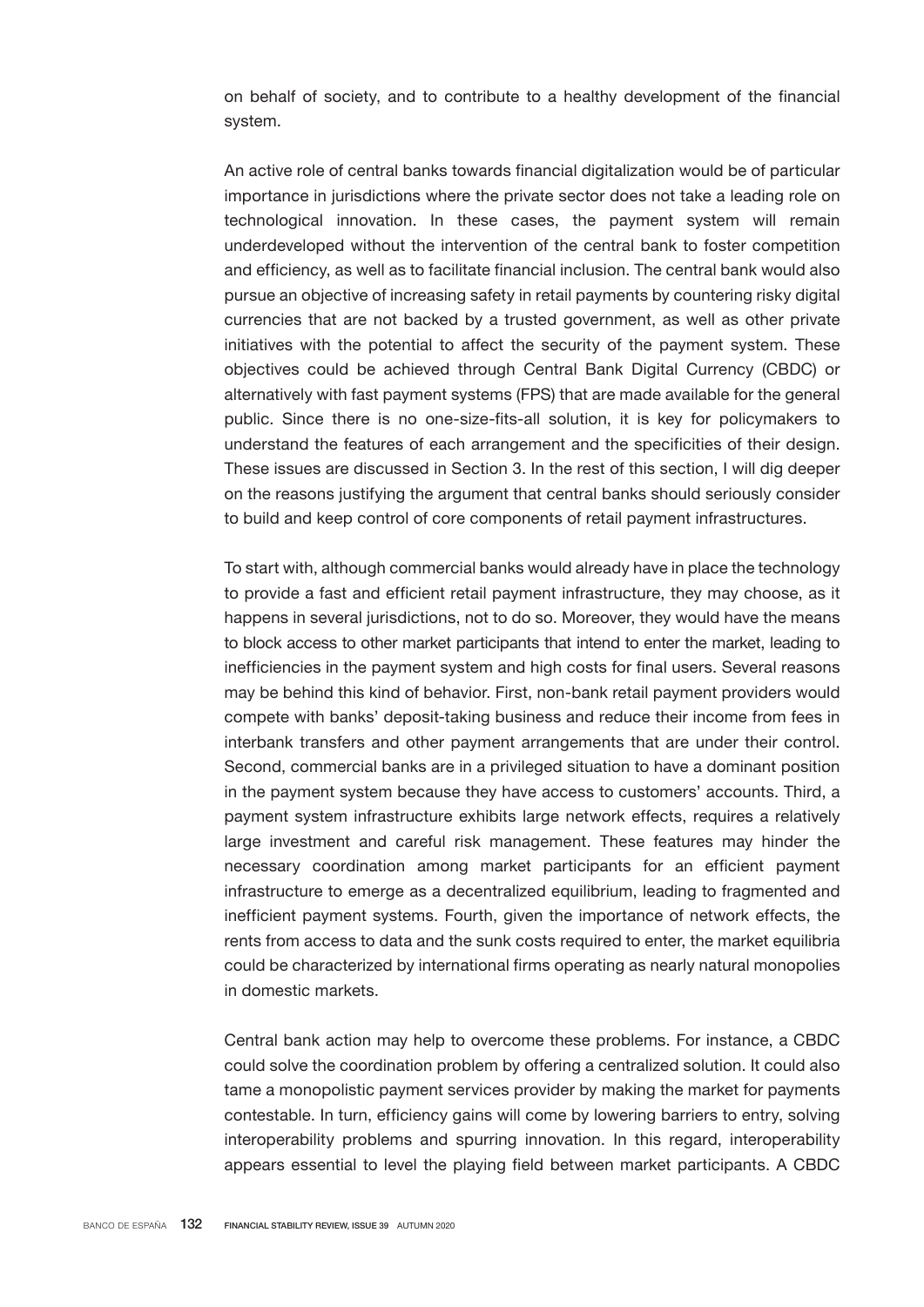on behalf of society, and to contribute to a healthy development of the financial system.

An active role of central banks towards financial digitalization would be of particular importance in jurisdictions where the private sector does not take a leading role on technological innovation. In these cases, the payment system will remain underdeveloped without the intervention of the central bank to foster competition and efficiency, as well as to facilitate financial inclusion. The central bank would also pursue an objective of increasing safety in retail payments by countering risky digital currencies that are not backed by a trusted government, as well as other private initiatives with the potential to affect the security of the payment system. These objectives could be achieved through Central Bank Digital Currency (CBDC) or alternatively with fast payment systems (FPS) that are made available for the general public. Since there is no one-size-fits-all solution, it is key for policymakers to understand the features of each arrangement and the specificities of their design. These issues are discussed in Section 3. In the rest of this section, I will dig deeper on the reasons justifying the argument that central banks should seriously consider to build and keep control of core components of retail payment infrastructures.

To start with, although commercial banks would already have in place the technology to provide a fast and efficient retail payment infrastructure, they may choose, as it happens in several jurisdictions, not to do so. Moreover, they would have the means to block access to other market participants that intend to enter the market, leading to inefficiencies in the payment system and high costs for final users. Several reasons may be behind this kind of behavior. First, non-bank retail payment providers would compete with banks' deposit-taking business and reduce their income from fees in interbank transfers and other payment arrangements that are under their control. Second, commercial banks are in a privileged situation to have a dominant position in the payment system because they have access to customers' accounts. Third, a payment system infrastructure exhibits large network effects, requires a relatively large investment and careful risk management. These features may hinder the necessary coordination among market participants for an efficient payment infrastructure to emerge as a decentralized equilibrium, leading to fragmented and inefficient payment systems. Fourth, given the importance of network effects, the rents from access to data and the sunk costs required to enter, the market equilibria could be characterized by international firms operating as nearly natural monopolies in domestic markets.

Central bank action may help to overcome these problems. For instance, a CBDC could solve the coordination problem by offering a centralized solution. It could also tame a monopolistic payment services provider by making the market for payments contestable. In turn, efficiency gains will come by lowering barriers to entry, solving interoperability problems and spurring innovation. In this regard, interoperability appears essential to level the playing field between market participants. A CBDC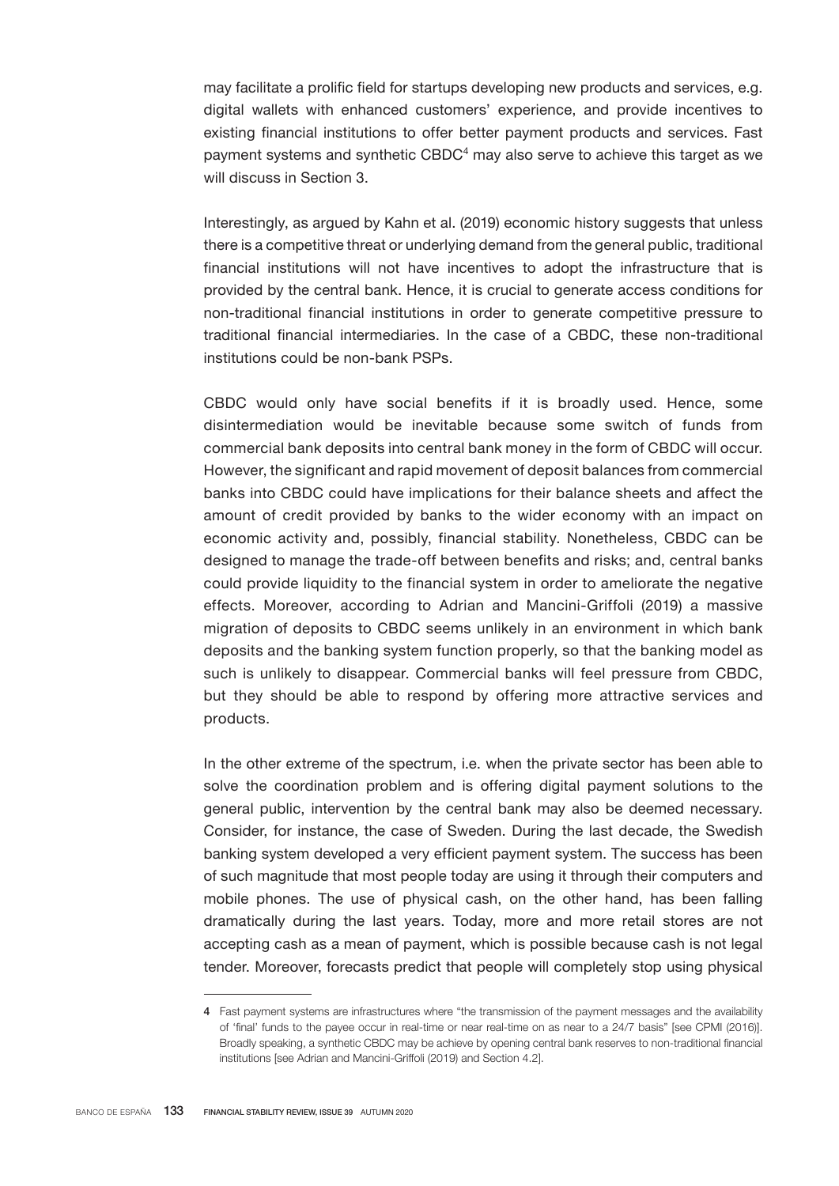may facilitate a prolific field for startups developing new products and services, e.g. digital wallets with enhanced customers' experience, and provide incentives to existing financial institutions to offer better payment products and services. Fast payment systems and synthetic CBDC[4] may also serve to achieve this target as we will discuss in Section 3.

Interestingly, as argued by Kahn et al. (2019) economic history suggests that unless there is a competitive threat or underlying demand from the general public, traditional financial institutions will not have incentives to adopt the infrastructure that is provided by the central bank. Hence, it is crucial to generate access conditions for non-traditional financial institutions in order to generate competitive pressure to traditional financial intermediaries. In the case of a CBDC, these non-traditional institutions could be non-bank PSPs.

CBDC would only have social benefits if it is broadly used. Hence, some disintermediation would be inevitable because some switch of funds from commercial bank deposits into central bank money in the form of CBDC will occur. However, the significant and rapid movement of deposit balances from commercial banks into CBDC could have implications for their balance sheets and affect the amount of credit provided by banks to the wider economy with an impact on economic activity and, possibly, financial stability. Nonetheless, CBDC can be designed to manage the trade-off between benefits and risks; and, central banks could provide liquidity to the financial system in order to ameliorate the negative effects. Moreover, according to Adrian and Mancini-Griffoli (2019) a massive migration of deposits to CBDC seems unlikely in an environment in which bank deposits and the banking system function properly, so that the banking model as such is unlikely to disappear. Commercial banks will feel pressure from CBDC, but they should be able to respond by offering more attractive services and products.

In the other extreme of the spectrum, i.e. when the private sector has been able to solve the coordination problem and is offering digital payment solutions to the general public, intervention by the central bank may also be deemed necessary. Consider, for instance, the case of Sweden. During the last decade, the Swedish banking system developed a very efficient payment system. The success has been of such magnitude that most people today are using it through their computers and mobile phones. The use of physical cash, on the other hand, has been falling dramatically during the last years. Today, more and more retail stores are not accepting cash as a mean of payment, which is possible because cash is not legal tender. Moreover, forecasts predict that people will completely stop using physical

---

4 Fast payment systems are infrastructures where "the transmission of the payment messages and the availability of 'final' funds to the payee occur in real-time or near real-time on as near to a 24/7 basis" [see CPMI (2016)]. Broadly speaking, a synthetic CBDC may be achieve by opening central bank reserves to non-traditional financial institutions [see Adrian and Mancini-Griffoli (2019) and Section 4.2].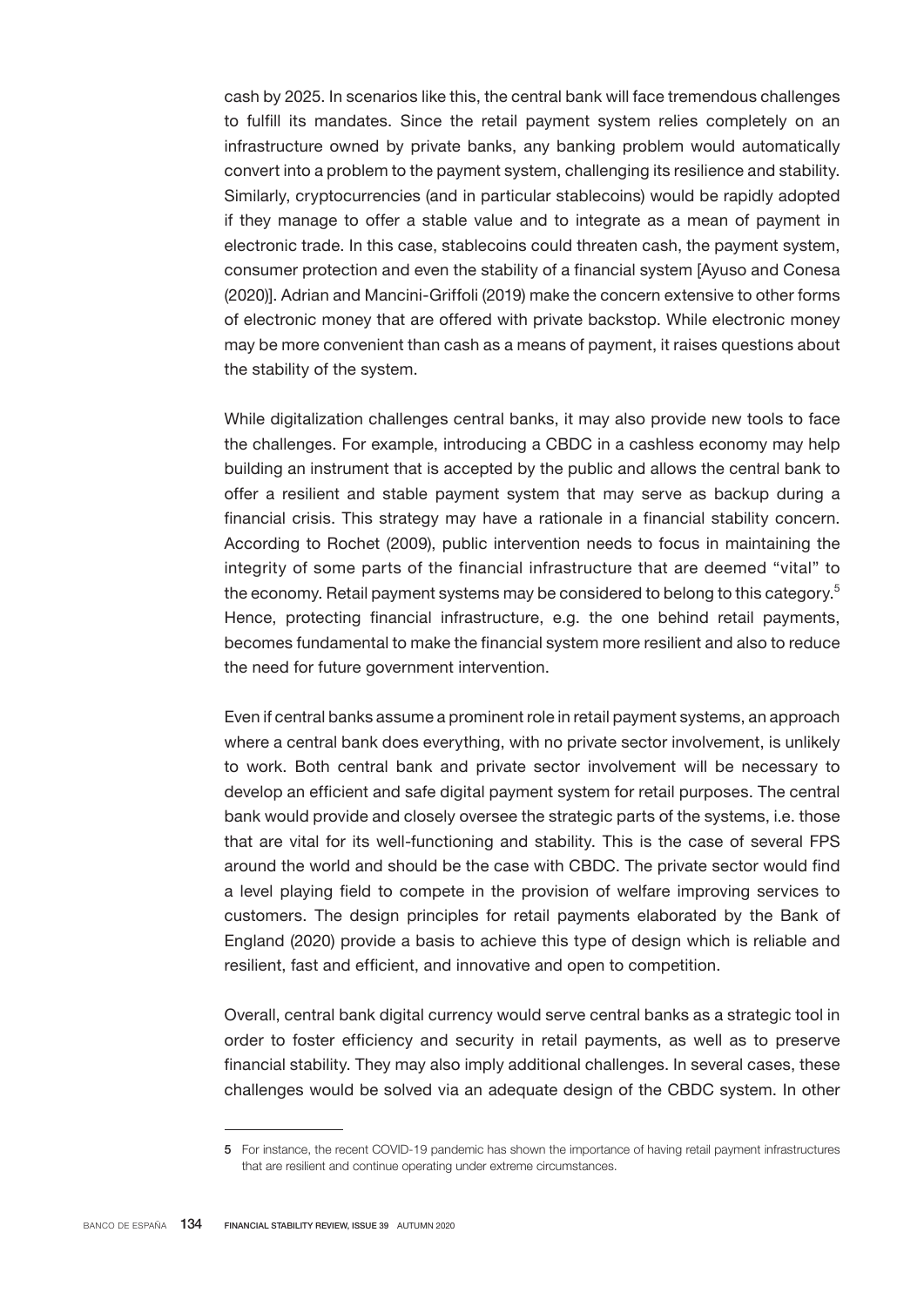cash by 2025. In scenarios like this, the central bank will face tremendous challenges to fulfill its mandates. Since the retail payment system relies completely on an infrastructure owned by private banks, any banking problem would automatically convert into a problem to the payment system, challenging its resilience and stability. Similarly, cryptocurrencies (and in particular stablecoins) would be rapidly adopted if they manage to offer a stable value and to integrate as a mean of payment in electronic trade. In this case, stablecoins could threaten cash, the payment system, consumer protection and even the stability of a financial system [Ayuso and Conesa (2020)]. Adrian and Mancini-Griffoli (2019) make the concern extensive to other forms of electronic money that are offered with private backstop. While electronic money may be more convenient than cash as a means of payment, it raises questions about the stability of the system.

While digitalization challenges central banks, it may also provide new tools to face the challenges. For example, introducing a CBDC in a cashless economy may help building an instrument that is accepted by the public and allows the central bank to offer a resilient and stable payment system that may serve as backup during a financial crisis. This strategy may have a rationale in a financial stability concern. According to Rochet (2009), public intervention needs to focus in maintaining the integrity of some parts of the financial infrastructure that are deemed "vital" to the economy. Retail payment systems may be considered to belong to this category.[5] Hence, protecting financial infrastructure, e.g. the one behind retail payments, becomes fundamental to make the financial system more resilient and also to reduce the need for future government intervention.

Even if central banks assume a prominent role in retail payment systems, an approach where a central bank does everything, with no private sector involvement, is unlikely to work. Both central bank and private sector involvement will be necessary to develop an efficient and safe digital payment system for retail purposes. The central bank would provide and closely oversee the strategic parts of the systems, i.e. those that are vital for its well-functioning and stability. This is the case of several FPS around the world and should be the case with CBDC. The private sector would find a level playing field to compete in the provision of welfare improving services to customers. The design principles for retail payments elaborated by the Bank of England (2020) provide a basis to achieve this type of design which is reliable and resilient, fast and efficient, and innovative and open to competition.

Overall, central bank digital currency would serve central banks as a strategic tool in order to foster efficiency and security in retail payments, as well as to preserve financial stability. They may also imply additional challenges. In several cases, these challenges would be solved via an adequate design of the CBDC system. In other

---

[5] For instance, the recent COVID-19 pandemic has shown the importance of having retail payment infrastructures that are resilient and continue operating under extreme circumstances.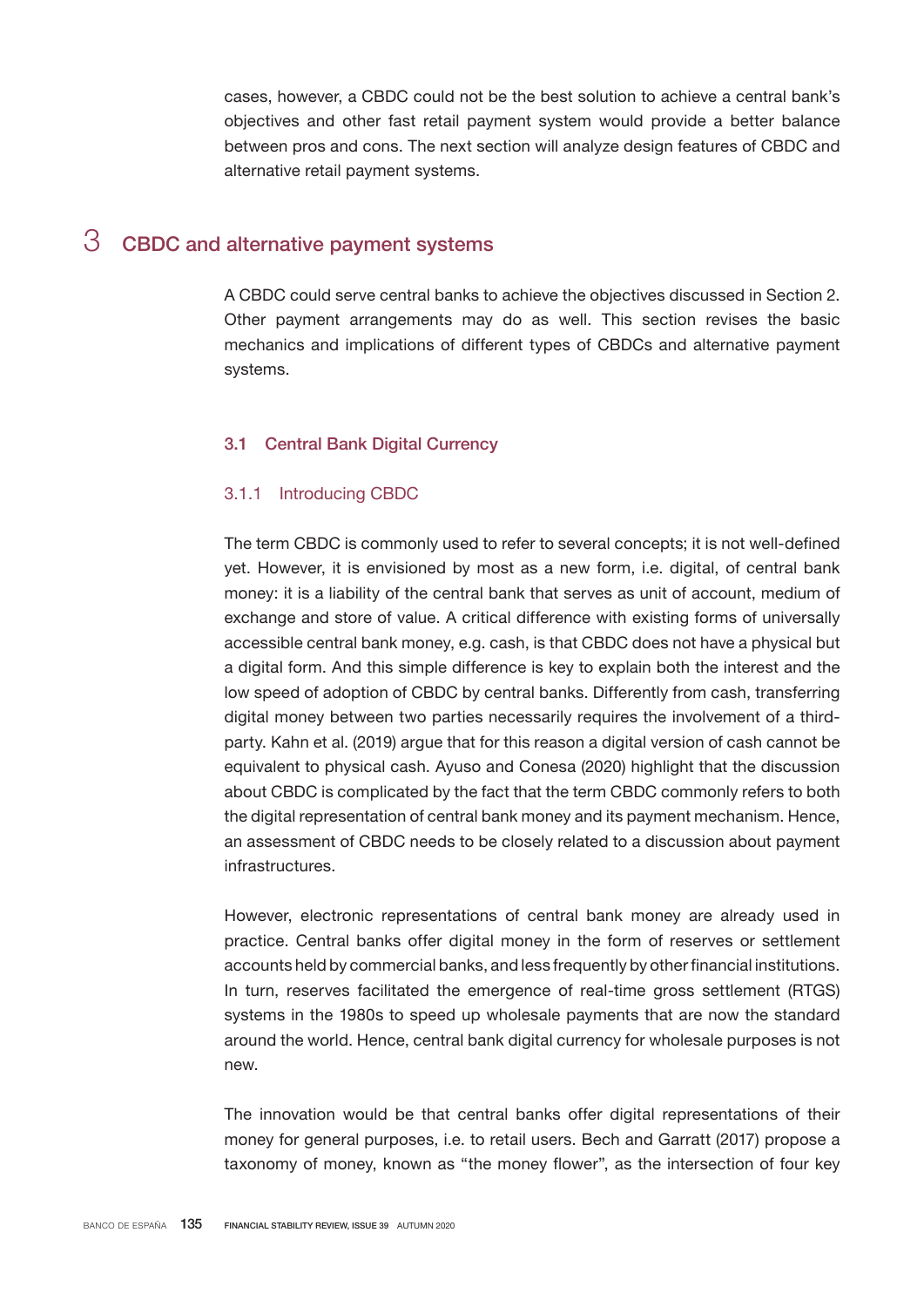cases, however, a CBDC could not be the best solution to achieve a central bank's objectives and other fast retail payment system would provide a better balance between pros and cons. The next section will analyze design features of CBDC and alternative retail payment systems.

# 3 CBDC and alternative payment systems

A CBDC could serve central banks to achieve the objectives discussed in Section 2. Other payment arrangements may do as well. This section revises the basic mechanics and implications of different types of CBDCs and alternative payment systems.

## 3.1 Central Bank Digital Currency

### 3.1.1 Introducing CBDC

The term CBDC is commonly used to refer to several concepts; it is not well-defined yet. However, it is envisioned by most as a new form, i.e. digital, of central bank money: it is a liability of the central bank that serves as unit of account, medium of exchange and store of value. A critical difference with existing forms of universally accessible central bank money, e.g. cash, is that CBDC does not have a physical but a digital form. And this simple difference is key to explain both the interest and the low speed of adoption of CBDC by central banks. Differently from cash, transferring digital money between two parties necessarily requires the involvement of a third-party. Kahn et al. (2019) argue that for this reason a digital version of cash cannot be equivalent to physical cash. Ayuso and Conesa (2020) highlight that the discussion about CBDC is complicated by the fact that the term CBDC commonly refers to both the digital representation of central bank money and its payment mechanism. Hence, an assessment of CBDC needs to be closely related to a discussion about payment infrastructures.

However, electronic representations of central bank money are already used in practice. Central banks offer digital money in the form of reserves or settlement accounts held by commercial banks, and less frequently by other financial institutions. In turn, reserves facilitated the emergence of real-time gross settlement (RTGS) systems in the 1980s to speed up wholesale payments that are now the standard around the world. Hence, central bank digital currency for wholesale purposes is not new.

The innovation would be that central banks offer digital representations of their money for general purposes, i.e. to retail users. Bech and Garratt (2017) propose a taxonomy of money, known as "the money flower", as the intersection of four key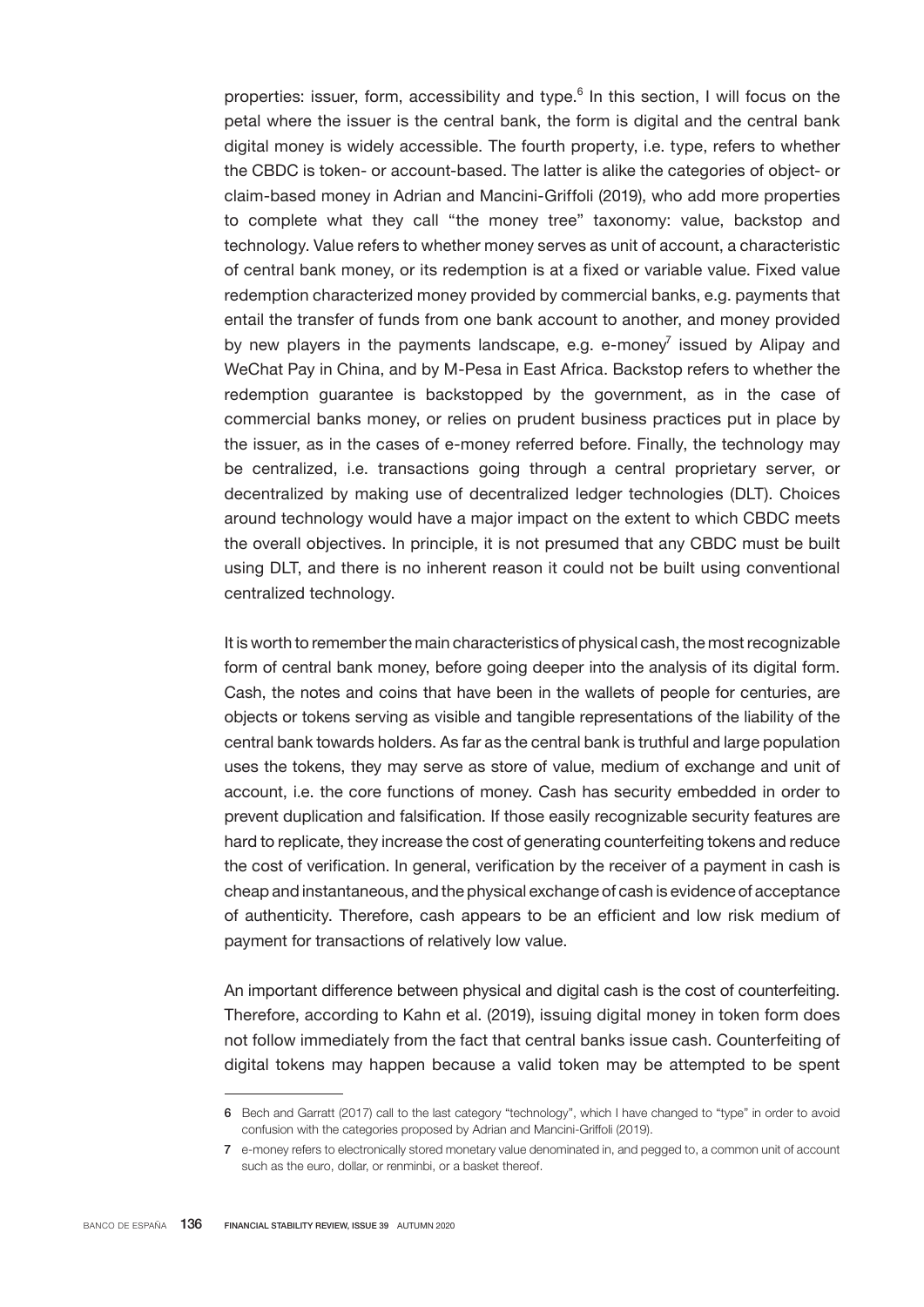properties: issuer, form, accessibility and type.[6] In this section, I will focus on the petal where the issuer is the central bank, the form is digital and the central bank digital money is widely accessible. The fourth property, i.e. type, refers to whether the CBDC is token- or account-based. The latter is alike the categories of object- or claim-based money in Adrian and Mancini-Griffoli (2019), who add more properties to complete what they call "the money tree" taxonomy: value, backstop and technology. Value refers to whether money serves as unit of account, a characteristic of central bank money, or its redemption is at a fixed or variable value. Fixed value redemption characterized money provided by commercial banks, e.g. payments that entail the transfer of funds from one bank account to another, and money provided by new players in the payments landscape, e.g. e-money[7] issued by Alipay and WeChat Pay in China, and by M-Pesa in East Africa. Backstop refers to whether the redemption guarantee is backstopped by the government, as in the case of commercial banks money, or relies on prudent business practices put in place by the issuer, as in the cases of e-money referred before. Finally, the technology may be centralized, i.e. transactions going through a central proprietary server, or decentralized by making use of decentralized ledger technologies (DLT). Choices around technology would have a major impact on the extent to which CBDC meets the overall objectives. In principle, it is not presumed that any CBDC must be built using DLT, and there is no inherent reason it could not be built using conventional centralized technology.

It is worth to remember the main characteristics of physical cash, the most recognizable form of central bank money, before going deeper into the analysis of its digital form. Cash, the notes and coins that have been in the wallets of people for centuries, are objects or tokens serving as visible and tangible representations of the liability of the central bank towards holders. As far as the central bank is truthful and large population uses the tokens, they may serve as store of value, medium of exchange and unit of account, i.e. the core functions of money. Cash has security embedded in order to prevent duplication and falsification. If those easily recognizable security features are hard to replicate, they increase the cost of generating counterfeiting tokens and reduce the cost of verification. In general, verification by the receiver of a payment in cash is cheap and instantaneous, and the physical exchange of cash is evidence of acceptance of authenticity. Therefore, cash appears to be an efficient and low risk medium of payment for transactions of relatively low value.

An important difference between physical and digital cash is the cost of counterfeiting. Therefore, according to Kahn et al. (2019), issuing digital money in token form does not follow immediately from the fact that central banks issue cash. Counterfeiting of digital tokens may happen because a valid token may be attempted to be spent

---

6 Bech and Garratt (2017) call to the last category "technology", which I have changed to "type" in order to avoid confusion with the categories proposed by Adrian and Mancini-Griffoli (2019).

7 e-money refers to electronically stored monetary value denominated in, and pegged to, a common unit of account such as the euro, dollar, or renminbi, or a basket thereof.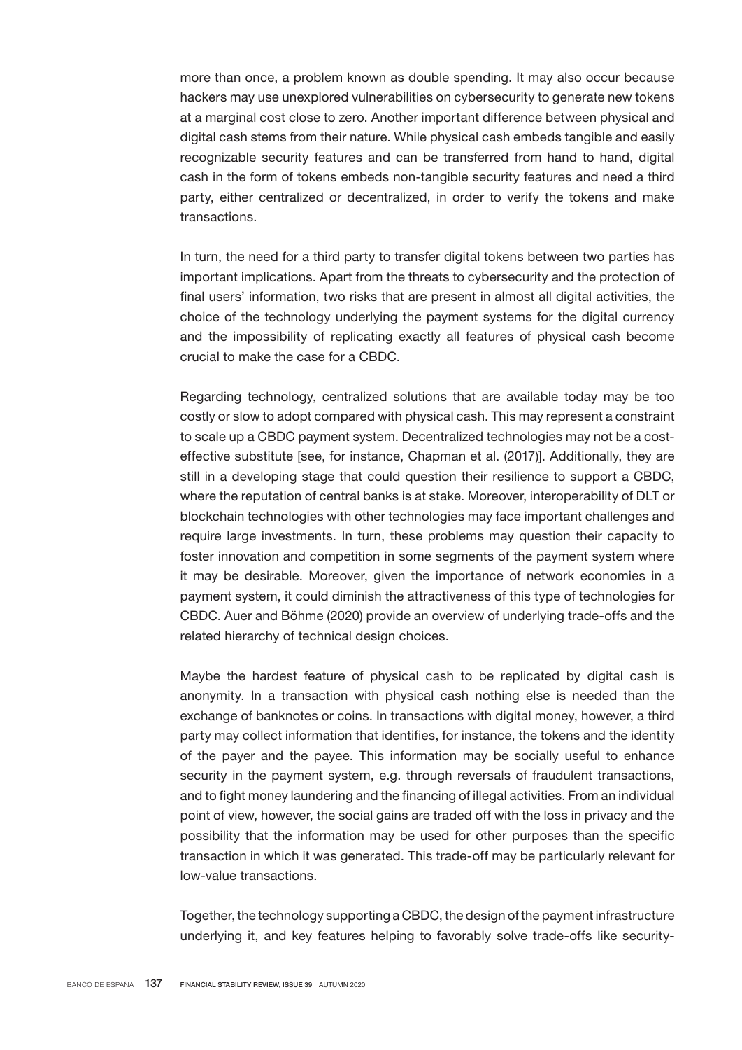more than once, a problem known as double spending. It may also occur because hackers may use unexplored vulnerabilities on cybersecurity to generate new tokens at a marginal cost close to zero. Another important difference between physical and digital cash stems from their nature. While physical cash embeds tangible and easily recognizable security features and can be transferred from hand to hand, digital cash in the form of tokens embeds non-tangible security features and need a third party, either centralized or decentralized, in order to verify the tokens and make transactions.

In turn, the need for a third party to transfer digital tokens between two parties has important implications. Apart from the threats to cybersecurity and the protection of final users' information, two risks that are present in almost all digital activities, the choice of the technology underlying the payment systems for the digital currency and the impossibility of replicating exactly all features of physical cash become crucial to make the case for a CBDC.

Regarding technology, centralized solutions that are available today may be too costly or slow to adopt compared with physical cash. This may represent a constraint to scale up a CBDC payment system. Decentralized technologies may not be a cost-effective substitute [see, for instance, Chapman et al. (2017)]. Additionally, they are still in a developing stage that could question their resilience to support a CBDC, where the reputation of central banks is at stake. Moreover, interoperability of DLT or blockchain technologies with other technologies may face important challenges and require large investments. In turn, these problems may question their capacity to foster innovation and competition in some segments of the payment system where it may be desirable. Moreover, given the importance of network economies in a payment system, it could diminish the attractiveness of this type of technologies for CBDC. Auer and Böhme (2020) provide an overview of underlying trade-offs and the related hierarchy of technical design choices.

Maybe the hardest feature of physical cash to be replicated by digital cash is anonymity. In a transaction with physical cash nothing else is needed than the exchange of banknotes or coins. In transactions with digital money, however, a third party may collect information that identifies, for instance, the tokens and the identity of the payer and the payee. This information may be socially useful to enhance security in the payment system, e.g. through reversals of fraudulent transactions, and to fight money laundering and the financing of illegal activities. From an individual point of view, however, the social gains are traded off with the loss in privacy and the possibility that the information may be used for other purposes than the specific transaction in which it was generated. This trade-off may be particularly relevant for low-value transactions.

Together, the technology supporting a CBDC, the design of the payment infrastructure underlying it, and key features helping to favorably solve trade-offs like security-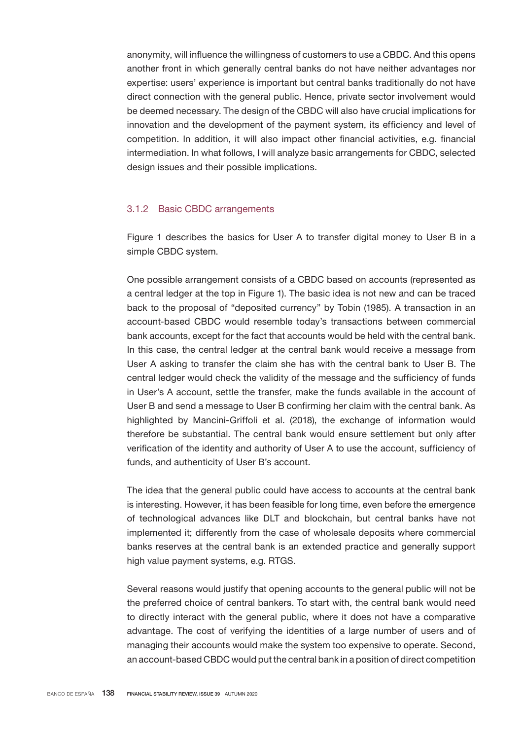anonymity, will influence the willingness of customers to use a CBDC. And this opens another front in which generally central banks do not have neither advantages nor expertise: users' experience is important but central banks traditionally do not have direct connection with the general public. Hence, private sector involvement would be deemed necessary. The design of the CBDC will also have crucial implications for innovation and the development of the payment system, its efficiency and level of competition. In addition, it will also impact other financial activities, e.g. financial intermediation. In what follows, I will analyze basic arrangements for CBDC, selected design issues and their possible implications.

### 3.1.2 Basic CBDC arrangements

Figure 1 describes the basics for User A to transfer digital money to User B in a simple CBDC system.

One possible arrangement consists of a CBDC based on accounts (represented as a central ledger at the top in Figure 1). The basic idea is not new and can be traced back to the proposal of "deposited currency" by Tobin (1985). A transaction in an account-based CBDC would resemble today's transactions between commercial bank accounts, except for the fact that accounts would be held with the central bank. In this case, the central ledger at the central bank would receive a message from User A asking to transfer the claim she has with the central bank to User B. The central ledger would check the validity of the message and the sufficiency of funds in User's A account, settle the transfer, make the funds available in the account of User B and send a message to User B confirming her claim with the central bank. As highlighted by Mancini-Griffoli et al. (2018), the exchange of information would therefore be substantial. The central bank would ensure settlement but only after verification of the identity and authority of User A to use the account, sufficiency of funds, and authenticity of User B's account.

The idea that the general public could have access to accounts at the central bank is interesting. However, it has been feasible for long time, even before the emergence of technological advances like DLT and blockchain, but central banks have not implemented it; differently from the case of wholesale deposits where commercial banks reserves at the central bank is an extended practice and generally support high value payment systems, e.g. RTGS.

Several reasons would justify that opening accounts to the general public will not be the preferred choice of central bankers. To start with, the central bank would need to directly interact with the general public, where it does not have a comparative advantage. The cost of verifying the identities of a large number of users and of managing their accounts would make the system too expensive to operate. Second, an account-based CBDC would put the central bank in a position of direct competition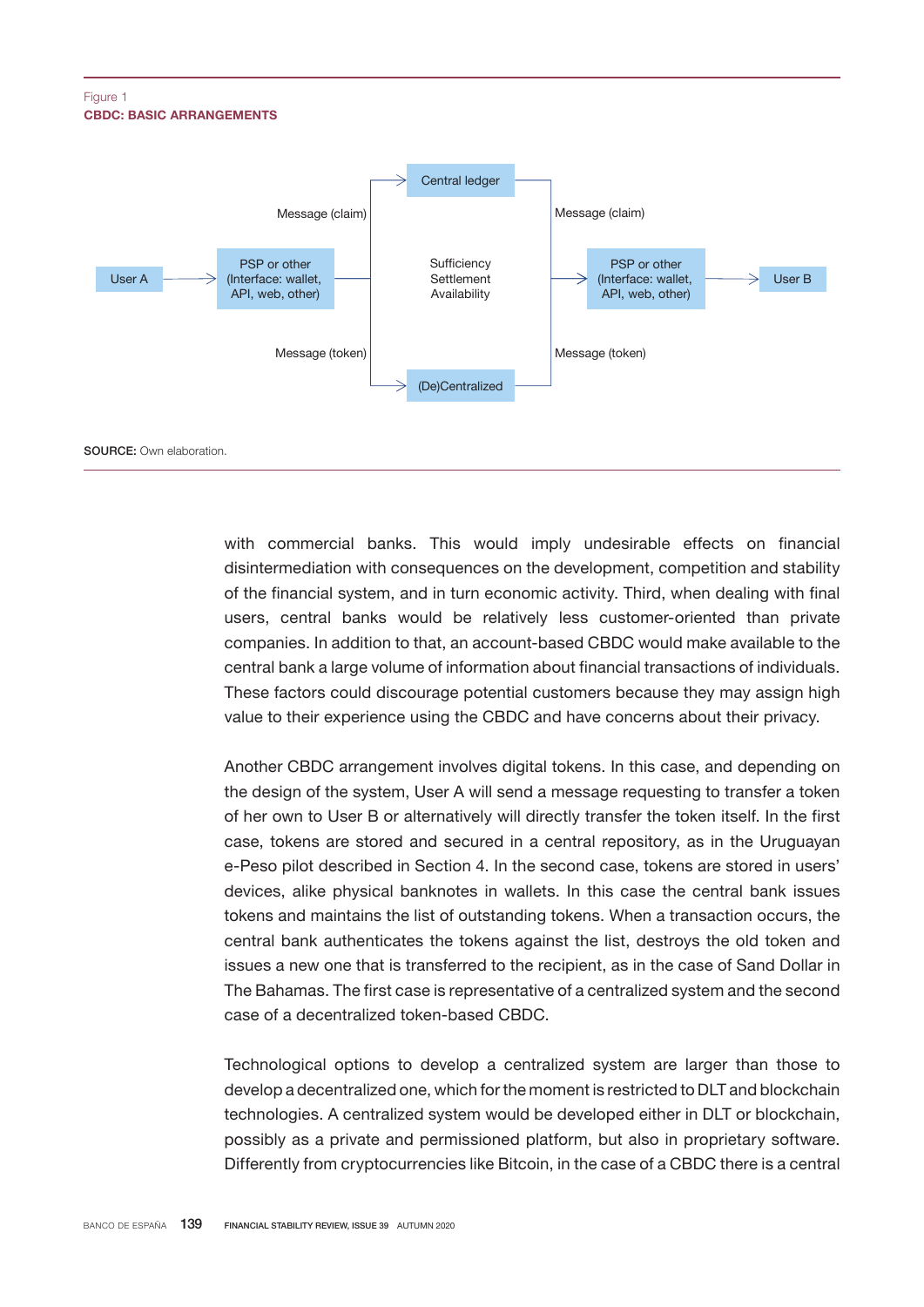Figure 1
**CBDC: BASIC ARRANGEMENTS**

User A → PSP or other (Interface: wallet, API, web, other) → Message (claim) → Central ledger / Message (token) → (De)Centralized — Sufficiency, Settlement, Availability → Message (claim) / Message (token) → PSP or other (Interface: wallet, API, web, other) → User B

**SOURCE:** Own elaboration.

with commercial banks. This would imply undesirable effects on financial disintermediation with consequences on the development, competition and stability of the financial system, and in turn economic activity. Third, when dealing with final users, central banks would be relatively less customer-oriented than private companies. In addition to that, an account-based CBDC would make available to the central bank a large volume of information about financial transactions of individuals. These factors could discourage potential customers because they may assign high value to their experience using the CBDC and have concerns about their privacy.

Another CBDC arrangement involves digital tokens. In this case, and depending on the design of the system, User A will send a message requesting to transfer a token of her own to User B or alternatively will directly transfer the token itself. In the first case, tokens are stored and secured in a central repository, as in the Uruguayan e-Peso pilot described in Section 4. In the second case, tokens are stored in users' devices, alike physical banknotes in wallets. In this case the central bank issues tokens and maintains the list of outstanding tokens. When a transaction occurs, the central bank authenticates the tokens against the list, destroys the old token and issues a new one that is transferred to the recipient, as in the case of Sand Dollar in The Bahamas. The first case is representative of a centralized system and the second case of a decentralized token-based CBDC.

Technological options to develop a centralized system are larger than those to develop a decentralized one, which for the moment is restricted to DLT and blockchain technologies. A centralized system would be developed either in DLT or blockchain, possibly as a private and permissioned platform, but also in proprietary software. Differently from cryptocurrencies like Bitcoin, in the case of a CBDC there is a central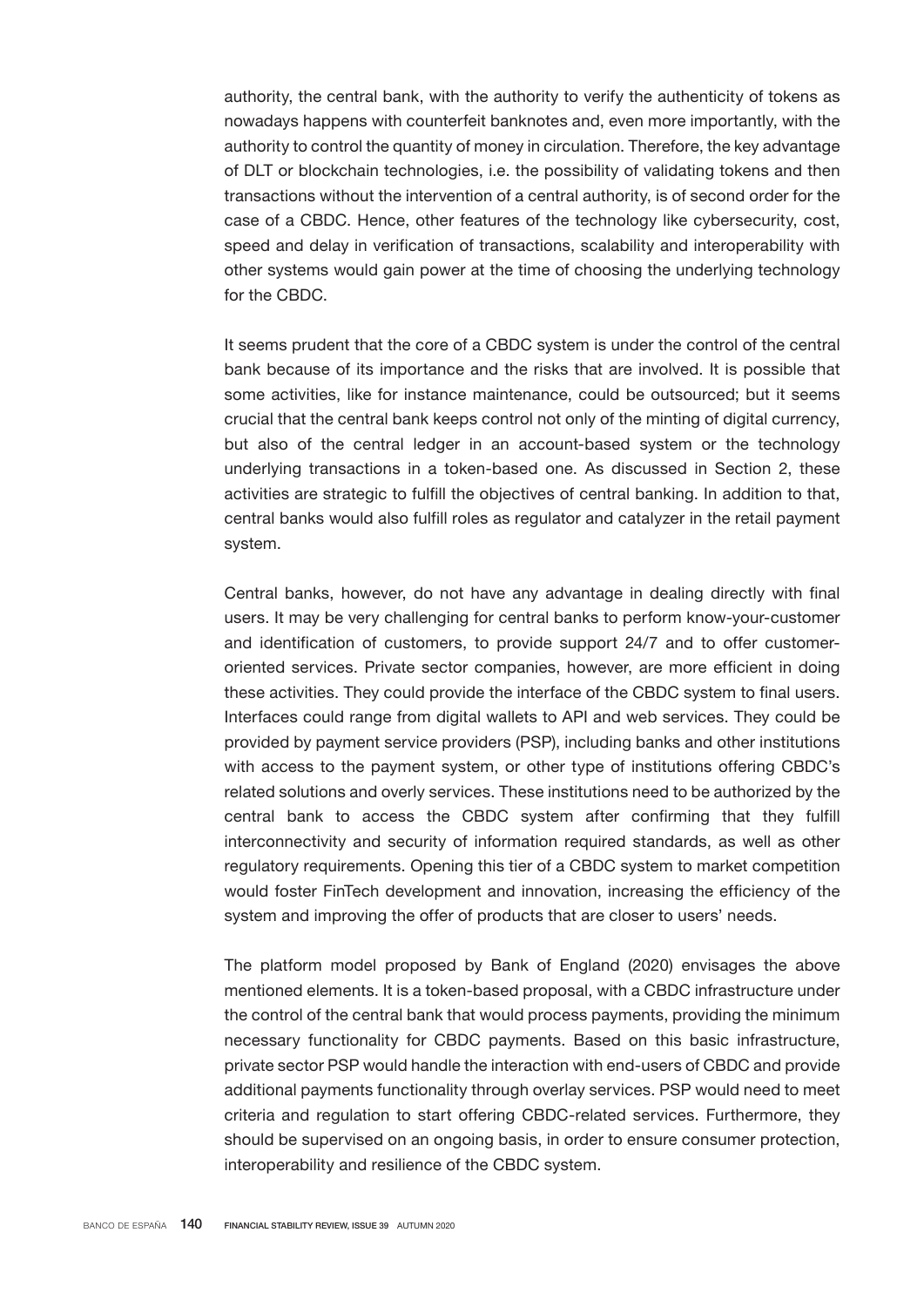authority, the central bank, with the authority to verify the authenticity of tokens as nowadays happens with counterfeit banknotes and, even more importantly, with the authority to control the quantity of money in circulation. Therefore, the key advantage of DLT or blockchain technologies, i.e. the possibility of validating tokens and then transactions without the intervention of a central authority, is of second order for the case of a CBDC. Hence, other features of the technology like cybersecurity, cost, speed and delay in verification of transactions, scalability and interoperability with other systems would gain power at the time of choosing the underlying technology for the CBDC.

It seems prudent that the core of a CBDC system is under the control of the central bank because of its importance and the risks that are involved. It is possible that some activities, like for instance maintenance, could be outsourced; but it seems crucial that the central bank keeps control not only of the minting of digital currency, but also of the central ledger in an account-based system or the technology underlying transactions in a token-based one. As discussed in Section 2, these activities are strategic to fulfill the objectives of central banking. In addition to that, central banks would also fulfill roles as regulator and catalyzer in the retail payment system.

Central banks, however, do not have any advantage in dealing directly with final users. It may be very challenging for central banks to perform know-your-customer and identification of customers, to provide support 24/7 and to offer customer-oriented services. Private sector companies, however, are more efficient in doing these activities. They could provide the interface of the CBDC system to final users. Interfaces could range from digital wallets to API and web services. They could be provided by payment service providers (PSP), including banks and other institutions with access to the payment system, or other type of institutions offering CBDC's related solutions and overly services. These institutions need to be authorized by the central bank to access the CBDC system after confirming that they fulfill interconnectivity and security of information required standards, as well as other regulatory requirements. Opening this tier of a CBDC system to market competition would foster FinTech development and innovation, increasing the efficiency of the system and improving the offer of products that are closer to users' needs.

The platform model proposed by Bank of England (2020) envisages the above mentioned elements. It is a token-based proposal, with a CBDC infrastructure under the control of the central bank that would process payments, providing the minimum necessary functionality for CBDC payments. Based on this basic infrastructure, private sector PSP would handle the interaction with end-users of CBDC and provide additional payments functionality through overlay services. PSP would need to meet criteria and regulation to start offering CBDC-related services. Furthermore, they should be supervised on an ongoing basis, in order to ensure consumer protection, interoperability and resilience of the CBDC system.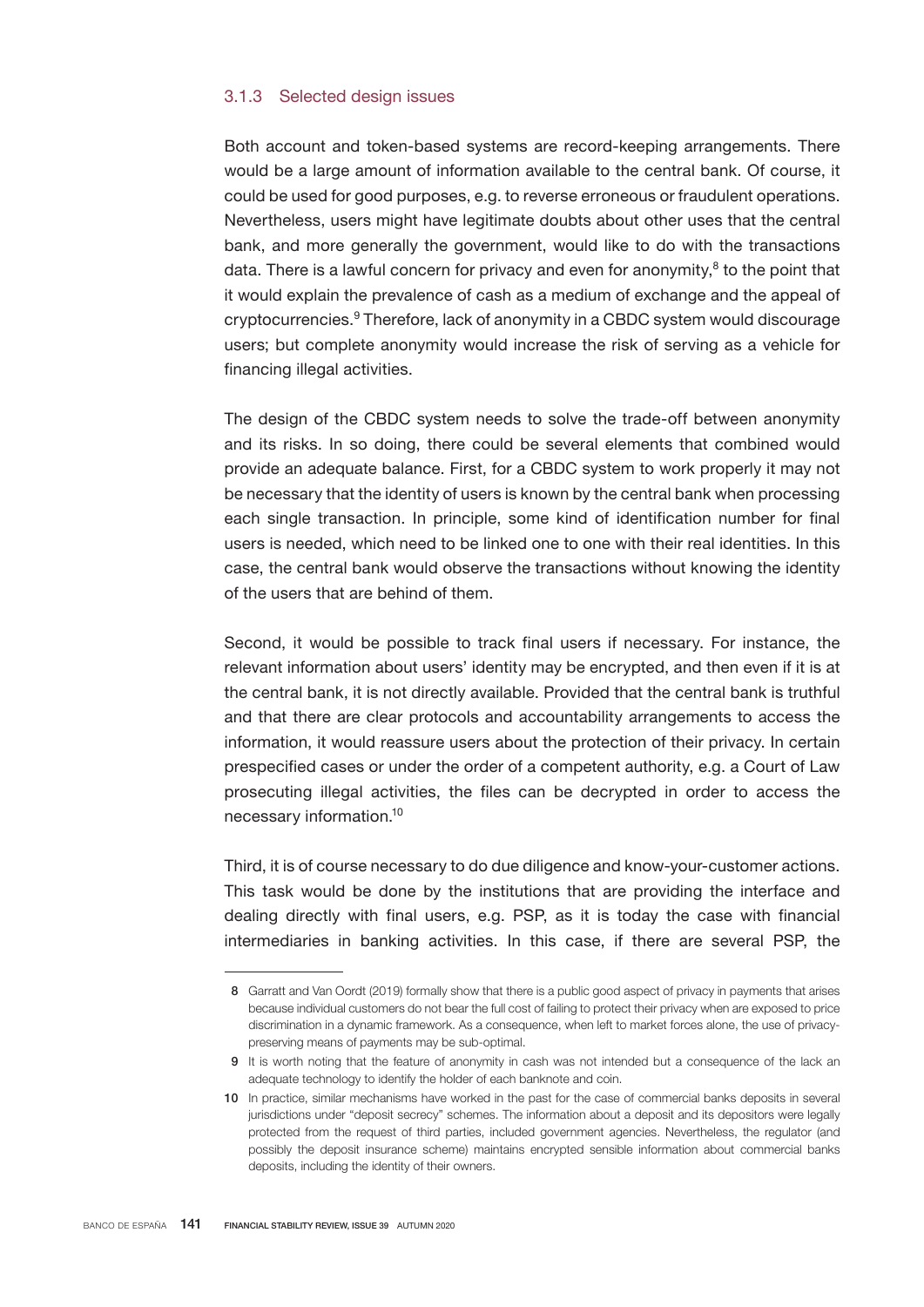### 3.1.3 Selected design issues

Both account and token-based systems are record-keeping arrangements. There would be a large amount of information available to the central bank. Of course, it could be used for good purposes, e.g. to reverse erroneous or fraudulent operations. Nevertheless, users might have legitimate doubts about other uses that the central bank, and more generally the government, would like to do with the transactions data. There is a lawful concern for privacy and even for anonymity,[8] to the point that it would explain the prevalence of cash as a medium of exchange and the appeal of cryptocurrencies.[9] Therefore, lack of anonymity in a CBDC system would discourage users; but complete anonymity would increase the risk of serving as a vehicle for financing illegal activities.

The design of the CBDC system needs to solve the trade-off between anonymity and its risks. In so doing, there could be several elements that combined would provide an adequate balance. First, for a CBDC system to work properly it may not be necessary that the identity of users is known by the central bank when processing each single transaction. In principle, some kind of identification number for final users is needed, which need to be linked one to one with their real identities. In this case, the central bank would observe the transactions without knowing the identity of the users that are behind of them.

Second, it would be possible to track final users if necessary. For instance, the relevant information about users' identity may be encrypted, and then even if it is at the central bank, it is not directly available. Provided that the central bank is truthful and that there are clear protocols and accountability arrangements to access the information, it would reassure users about the protection of their privacy. In certain prespecified cases or under the order of a competent authority, e.g. a Court of Law prosecuting illegal activities, the files can be decrypted in order to access the necessary information.[10]

Third, it is of course necessary to do due diligence and know-your-customer actions. This task would be done by the institutions that are providing the interface and dealing directly with final users, e.g. PSP, as it is today the case with financial intermediaries in banking activities. In this case, if there are several PSP, the

---

8 Garratt and Van Oordt (2019) formally show that there is a public good aspect of privacy in payments that arises because individual customers do not bear the full cost of failing to protect their privacy when are exposed to price discrimination in a dynamic framework. As a consequence, when left to market forces alone, the use of privacy-preserving means of payments may be sub-optimal.

9 It is worth noting that the feature of anonymity in cash was not intended but a consequence of the lack an adequate technology to identify the holder of each banknote and coin.

10 In practice, similar mechanisms have worked in the past for the case of commercial banks deposits in several jurisdictions under "deposit secrecy" schemes. The information about a deposit and its depositors were legally protected from the request of third parties, included government agencies. Nevertheless, the regulator (and possibly the deposit insurance scheme) maintains encrypted sensible information about commercial banks deposits, including the identity of their owners.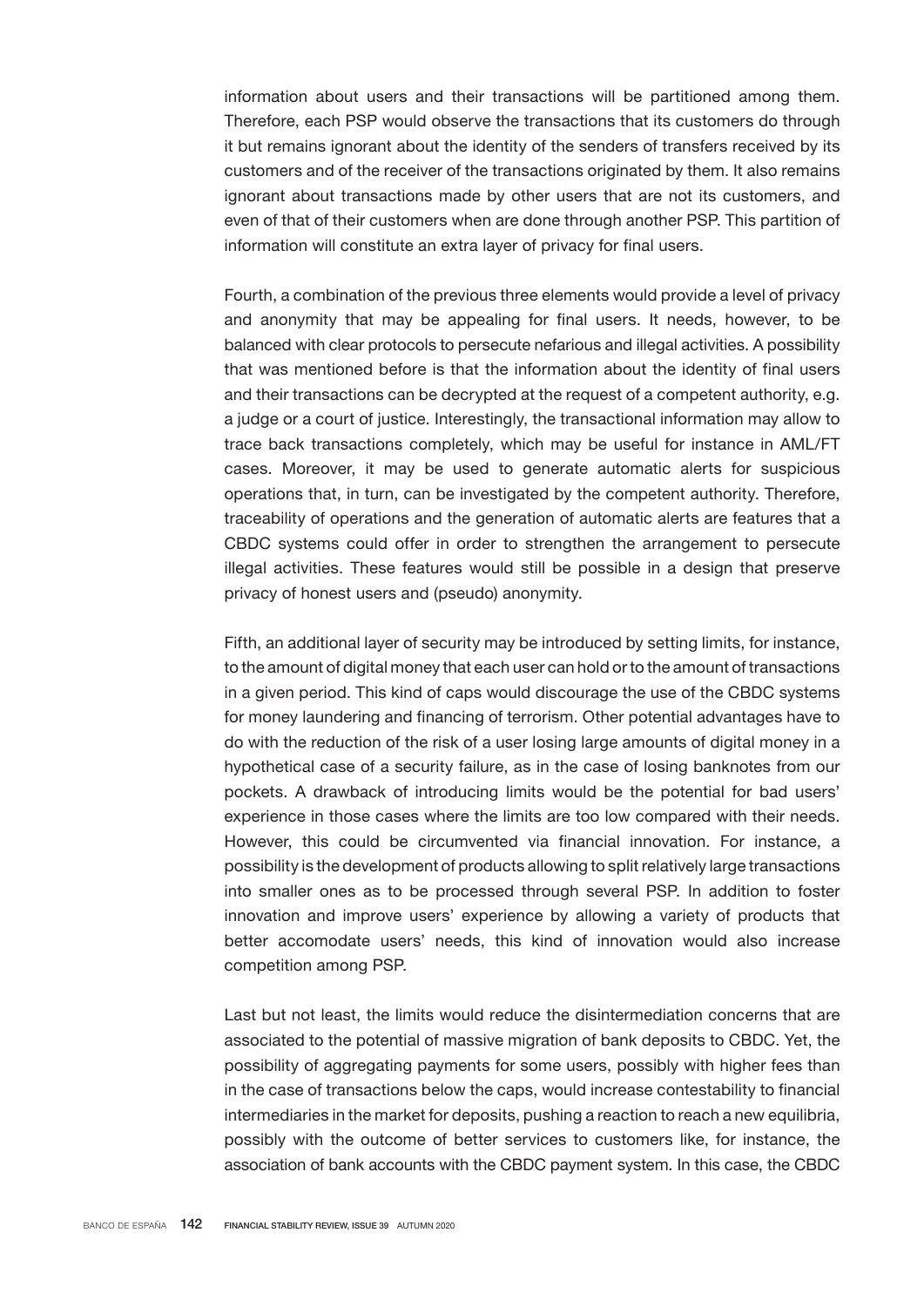information about users and their transactions will be partitioned among them. Therefore, each PSP would observe the transactions that its customers do through it but remains ignorant about the identity of the senders of transfers received by its customers and of the receiver of the transactions originated by them. It also remains ignorant about transactions made by other users that are not its customers, and even of that of their customers when are done through another PSP. This partition of information will constitute an extra layer of privacy for final users.

Fourth, a combination of the previous three elements would provide a level of privacy and anonymity that may be appealing for final users. It needs, however, to be balanced with clear protocols to persecute nefarious and illegal activities. A possibility that was mentioned before is that the information about the identity of final users and their transactions can be decrypted at the request of a competent authority, e.g. a judge or a court of justice. Interestingly, the transactional information may allow to trace back transactions completely, which may be useful for instance in AML/FT cases. Moreover, it may be used to generate automatic alerts for suspicious operations that, in turn, can be investigated by the competent authority. Therefore, traceability of operations and the generation of automatic alerts are features that a CBDC systems could offer in order to strengthen the arrangement to persecute illegal activities. These features would still be possible in a design that preserve privacy of honest users and (pseudo) anonymity.

Fifth, an additional layer of security may be introduced by setting limits, for instance, to the amount of digital money that each user can hold or to the amount of transactions in a given period. This kind of caps would discourage the use of the CBDC systems for money laundering and financing of terrorism. Other potential advantages have to do with the reduction of the risk of a user losing large amounts of digital money in a hypothetical case of a security failure, as in the case of losing banknotes from our pockets. A drawback of introducing limits would be the potential for bad users' experience in those cases where the limits are too low compared with their needs. However, this could be circumvented via financial innovation. For instance, a possibility is the development of products allowing to split relatively large transactions into smaller ones as to be processed through several PSP. In addition to foster innovation and improve users' experience by allowing a variety of products that better accomodate users' needs, this kind of innovation would also increase competition among PSP.

Last but not least, the limits would reduce the disintermediation concerns that are associated to the potential of massive migration of bank deposits to CBDC. Yet, the possibility of aggregating payments for some users, possibly with higher fees than in the case of transactions below the caps, would increase contestability to financial intermediaries in the market for deposits, pushing a reaction to reach a new equilibria, possibly with the outcome of better services to customers like, for instance, the association of bank accounts with the CBDC payment system. In this case, the CBDC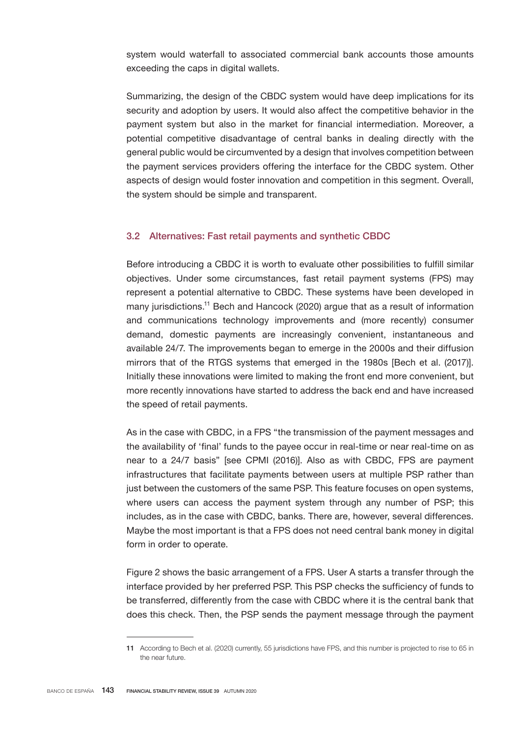system would waterfall to associated commercial bank accounts those amounts exceeding the caps in digital wallets.

Summarizing, the design of the CBDC system would have deep implications for its security and adoption by users. It would also affect the competitive behavior in the payment system but also in the market for financial intermediation. Moreover, a potential competitive disadvantage of central banks in dealing directly with the general public would be circumvented by a design that involves competition between the payment services providers offering the interface for the CBDC system. Other aspects of design would foster innovation and competition in this segment. Overall, the system should be simple and transparent.

### 3.2 Alternatives: Fast retail payments and synthetic CBDC

Before introducing a CBDC it is worth to evaluate other possibilities to fulfill similar objectives. Under some circumstances, fast retail payment systems (FPS) may represent a potential alternative to CBDC. These systems have been developed in many jurisdictions.[11] Bech and Hancock (2020) argue that as a result of information and communications technology improvements and (more recently) consumer demand, domestic payments are increasingly convenient, instantaneous and available 24/7. The improvements began to emerge in the 2000s and their diffusion mirrors that of the RTGS systems that emerged in the 1980s [Bech et al. (2017)]. Initially these innovations were limited to making the front end more convenient, but more recently innovations have started to address the back end and have increased the speed of retail payments.

As in the case with CBDC, in a FPS "the transmission of the payment messages and the availability of 'final' funds to the payee occur in real-time or near real-time on as near to a 24/7 basis" [see CPMI (2016)]. Also as with CBDC, FPS are payment infrastructures that facilitate payments between users at multiple PSP rather than just between the customers of the same PSP. This feature focuses on open systems, where users can access the payment system through any number of PSP; this includes, as in the case with CBDC, banks. There are, however, several differences. Maybe the most important is that a FPS does not need central bank money in digital form in order to operate.

Figure 2 shows the basic arrangement of a FPS. User A starts a transfer through the interface provided by her preferred PSP. This PSP checks the sufficiency of funds to be transferred, differently from the case with CBDC where it is the central bank that does this check. Then, the PSP sends the payment message through the payment

---

11 According to Bech et al. (2020) currently, 55 jurisdictions have FPS, and this number is projected to rise to 65 in the near future.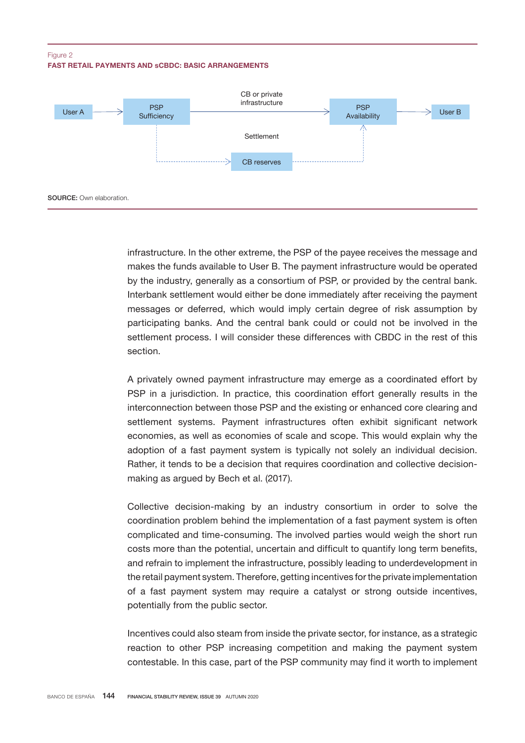Figure 2
**FAST RETAIL PAYMENTS AND sCBDC: BASIC ARRANGEMENTS**

User A → PSP Sufficiency → (CB or private infrastructure) → PSP Availability → User B

Settlement: PSP Sufficiency → CB reserves → PSP Availability

**SOURCE:** Own elaboration.

infrastructure. In the other extreme, the PSP of the payee receives the message and makes the funds available to User B. The payment infrastructure would be operated by the industry, generally as a consortium of PSP, or provided by the central bank. Interbank settlement would either be done immediately after receiving the payment messages or deferred, which would imply certain degree of risk assumption by participating banks. And the central bank could or could not be involved in the settlement process. I will consider these differences with CBDC in the rest of this section.

A privately owned payment infrastructure may emerge as a coordinated effort by PSP in a jurisdiction. In practice, this coordination effort generally results in the interconnection between those PSP and the existing or enhanced core clearing and settlement systems. Payment infrastructures often exhibit significant network economies, as well as economies of scale and scope. This would explain why the adoption of a fast payment system is typically not solely an individual decision. Rather, it tends to be a decision that requires coordination and collective decision-making as argued by Bech et al. (2017).

Collective decision-making by an industry consortium in order to solve the coordination problem behind the implementation of a fast payment system is often complicated and time-consuming. The involved parties would weigh the short run costs more than the potential, uncertain and difficult to quantify long term benefits, and refrain to implement the infrastructure, possibly leading to underdevelopment in the retail payment system. Therefore, getting incentives for the private implementation of a fast payment system may require a catalyst or strong outside incentives, potentially from the public sector.

Incentives could also steam from inside the private sector, for instance, as a strategic reaction to other PSP increasing competition and making the payment system contestable. In this case, part of the PSP community may find it worth to implement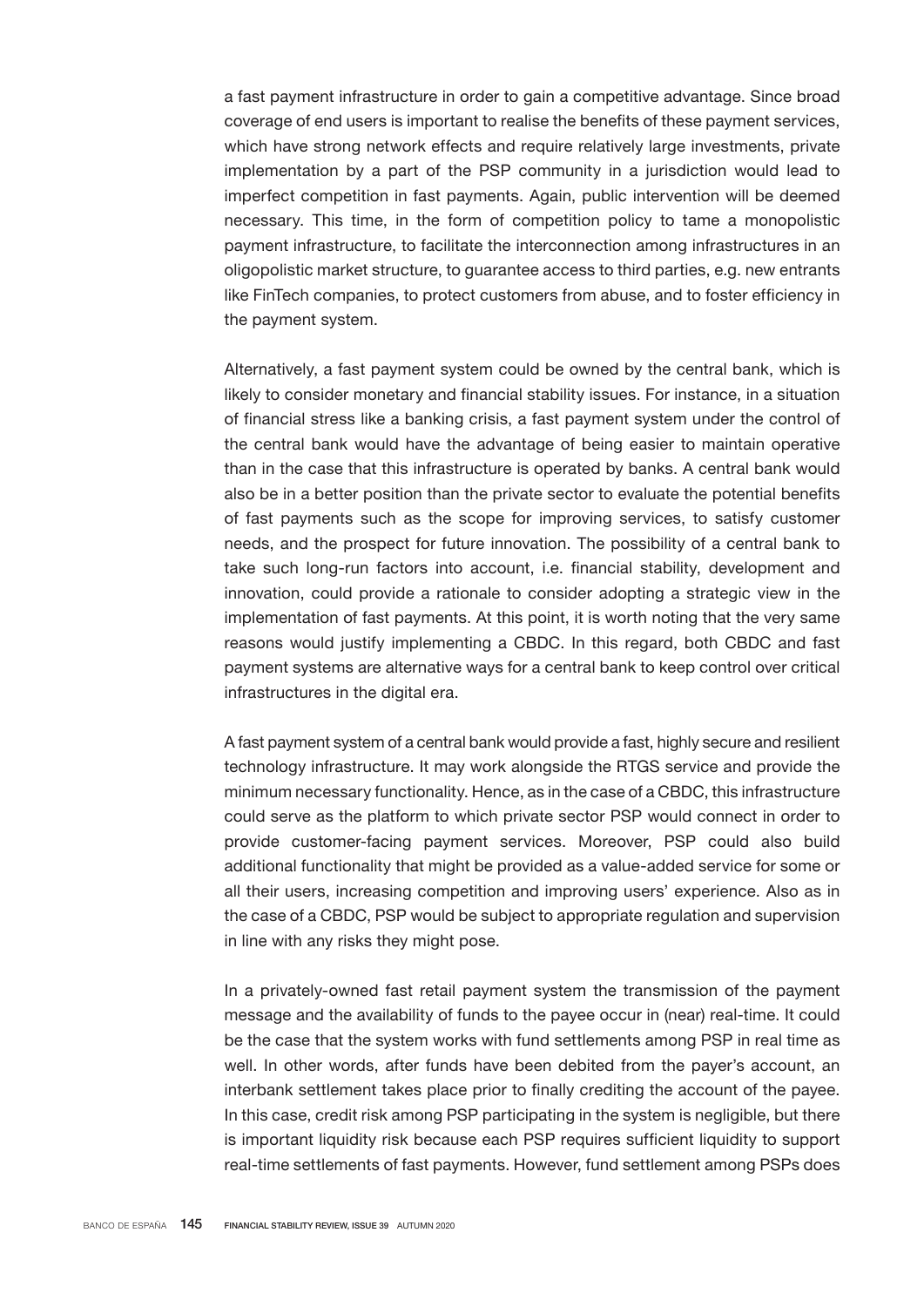a fast payment infrastructure in order to gain a competitive advantage. Since broad coverage of end users is important to realise the benefits of these payment services, which have strong network effects and require relatively large investments, private implementation by a part of the PSP community in a jurisdiction would lead to imperfect competition in fast payments. Again, public intervention will be deemed necessary. This time, in the form of competition policy to tame a monopolistic payment infrastructure, to facilitate the interconnection among infrastructures in an oligopolistic market structure, to guarantee access to third parties, e.g. new entrants like FinTech companies, to protect customers from abuse, and to foster efficiency in the payment system.

Alternatively, a fast payment system could be owned by the central bank, which is likely to consider monetary and financial stability issues. For instance, in a situation of financial stress like a banking crisis, a fast payment system under the control of the central bank would have the advantage of being easier to maintain operative than in the case that this infrastructure is operated by banks. A central bank would also be in a better position than the private sector to evaluate the potential benefits of fast payments such as the scope for improving services, to satisfy customer needs, and the prospect for future innovation. The possibility of a central bank to take such long-run factors into account, i.e. financial stability, development and innovation, could provide a rationale to consider adopting a strategic view in the implementation of fast payments. At this point, it is worth noting that the very same reasons would justify implementing a CBDC. In this regard, both CBDC and fast payment systems are alternative ways for a central bank to keep control over critical infrastructures in the digital era.

A fast payment system of a central bank would provide a fast, highly secure and resilient technology infrastructure. It may work alongside the RTGS service and provide the minimum necessary functionality. Hence, as in the case of a CBDC, this infrastructure could serve as the platform to which private sector PSP would connect in order to provide customer-facing payment services. Moreover, PSP could also build additional functionality that might be provided as a value-added service for some or all their users, increasing competition and improving users' experience. Also as in the case of a CBDC, PSP would be subject to appropriate regulation and supervision in line with any risks they might pose.

In a privately-owned fast retail payment system the transmission of the payment message and the availability of funds to the payee occur in (near) real-time. It could be the case that the system works with fund settlements among PSP in real time as well. In other words, after funds have been debited from the payer's account, an interbank settlement takes place prior to finally crediting the account of the payee. In this case, credit risk among PSP participating in the system is negligible, but there is important liquidity risk because each PSP requires sufficient liquidity to support real-time settlements of fast payments. However, fund settlement among PSPs does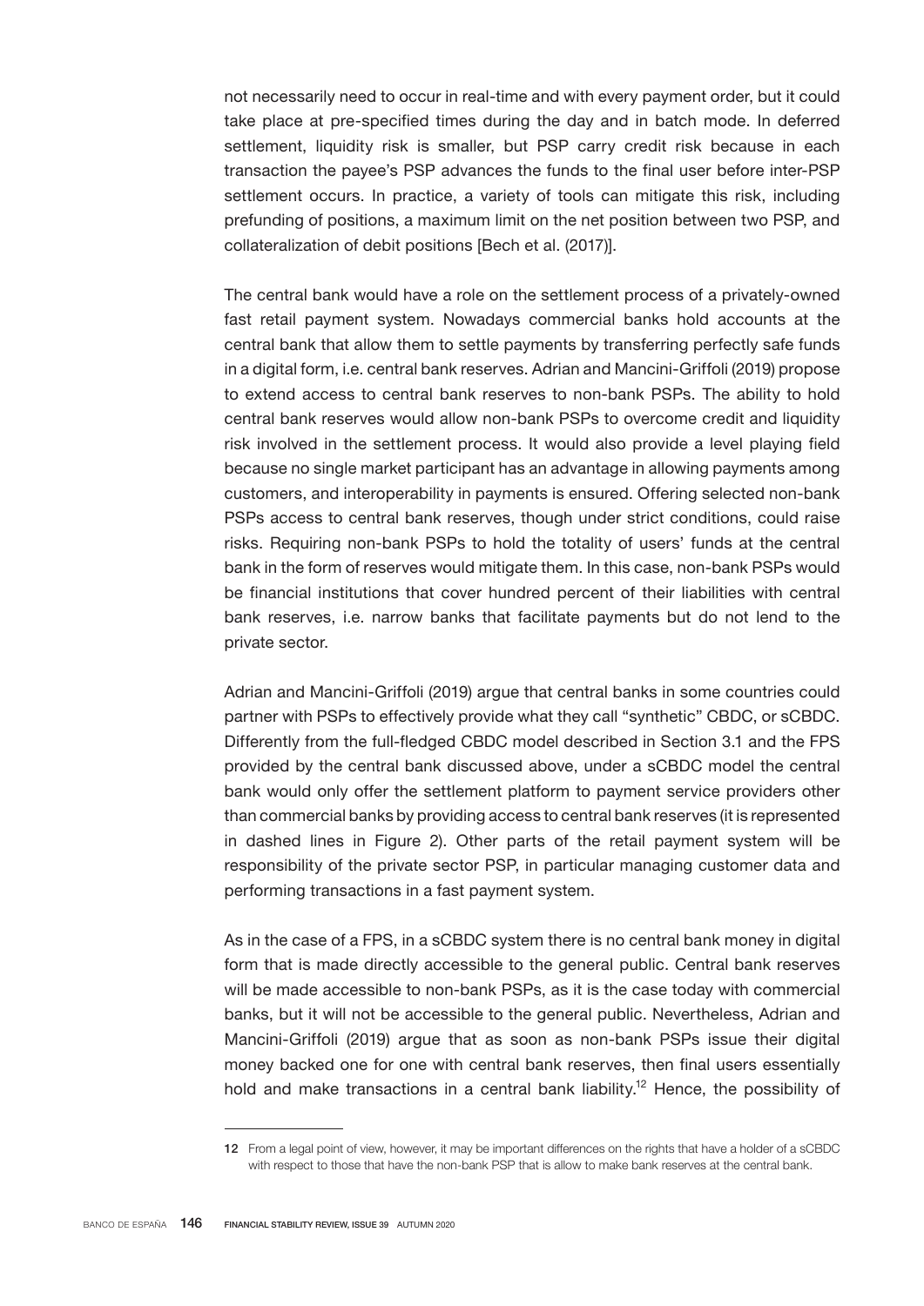not necessarily need to occur in real-time and with every payment order, but it could take place at pre-specified times during the day and in batch mode. In deferred settlement, liquidity risk is smaller, but PSP carry credit risk because in each transaction the payee's PSP advances the funds to the final user before inter-PSP settlement occurs. In practice, a variety of tools can mitigate this risk, including prefunding of positions, a maximum limit on the net position between two PSP, and collateralization of debit positions [Bech et al. (2017)].

The central bank would have a role on the settlement process of a privately-owned fast retail payment system. Nowadays commercial banks hold accounts at the central bank that allow them to settle payments by transferring perfectly safe funds in a digital form, i.e. central bank reserves. Adrian and Mancini-Griffoli (2019) propose to extend access to central bank reserves to non-bank PSPs. The ability to hold central bank reserves would allow non-bank PSPs to overcome credit and liquidity risk involved in the settlement process. It would also provide a level playing field because no single market participant has an advantage in allowing payments among customers, and interoperability in payments is ensured. Offering selected non-bank PSPs access to central bank reserves, though under strict conditions, could raise risks. Requiring non-bank PSPs to hold the totality of users' funds at the central bank in the form of reserves would mitigate them. In this case, non-bank PSPs would be financial institutions that cover hundred percent of their liabilities with central bank reserves, i.e. narrow banks that facilitate payments but do not lend to the private sector.

Adrian and Mancini-Griffoli (2019) argue that central banks in some countries could partner with PSPs to effectively provide what they call "synthetic" CBDC, or sCBDC. Differently from the full-fledged CBDC model described in Section 3.1 and the FPS provided by the central bank discussed above, under a sCBDC model the central bank would only offer the settlement platform to payment service providers other than commercial banks by providing access to central bank reserves (it is represented in dashed lines in Figure 2). Other parts of the retail payment system will be responsibility of the private sector PSP, in particular managing customer data and performing transactions in a fast payment system.

As in the case of a FPS, in a sCBDC system there is no central bank money in digital form that is made directly accessible to the general public. Central bank reserves will be made accessible to non-bank PSPs, as it is the case today with commercial banks, but it will not be accessible to the general public. Nevertheless, Adrian and Mancini-Griffoli (2019) argue that as soon as non-bank PSPs issue their digital money backed one for one with central bank reserves, then final users essentially hold and make transactions in a central bank liability.[12] Hence, the possibility of

12 From a legal point of view, however, it may be important differences on the rights that have a holder of a sCBDC with respect to those that have the non-bank PSP that is allow to make bank reserves at the central bank.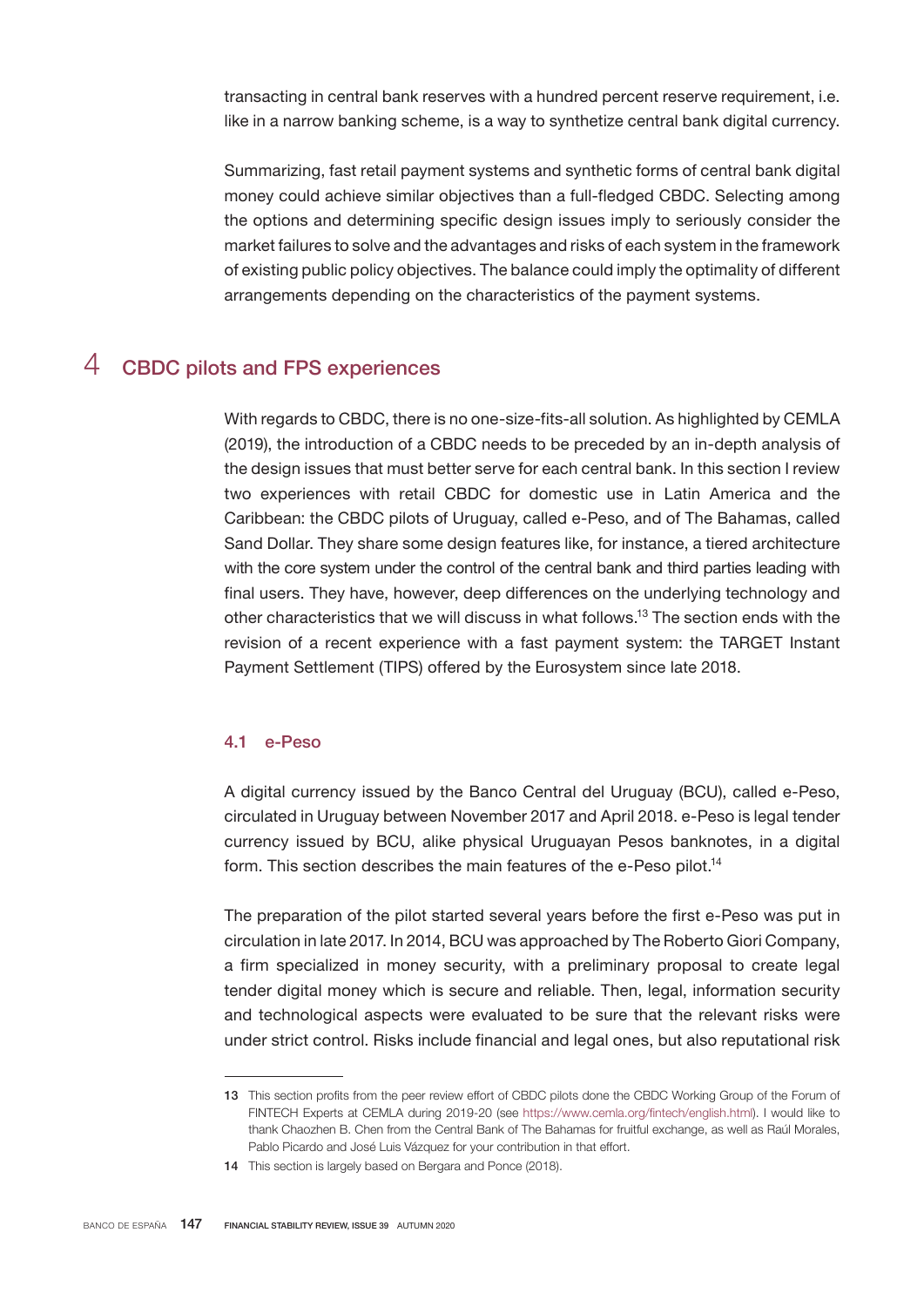transacting in central bank reserves with a hundred percent reserve requirement, i.e. like in a narrow banking scheme, is a way to synthetize central bank digital currency.

Summarizing, fast retail payment systems and synthetic forms of central bank digital money could achieve similar objectives than a full-fledged CBDC. Selecting among the options and determining specific design issues imply to seriously consider the market failures to solve and the advantages and risks of each system in the framework of existing public policy objectives. The balance could imply the optimality of different arrangements depending on the characteristics of the payment systems.

## 4 CBDC pilots and FPS experiences

With regards to CBDC, there is no one-size-fits-all solution. As highlighted by CEMLA (2019), the introduction of a CBDC needs to be preceded by an in-depth analysis of the design issues that must better serve for each central bank. In this section I review two experiences with retail CBDC for domestic use in Latin America and the Caribbean: the CBDC pilots of Uruguay, called e-Peso, and of The Bahamas, called Sand Dollar. They share some design features like, for instance, a tiered architecture with the core system under the control of the central bank and third parties leading with final users. They have, however, deep differences on the underlying technology and other characteristics that we will discuss in what follows.[13] The section ends with the revision of a recent experience with a fast payment system: the TARGET Instant Payment Settlement (TIPS) offered by the Eurosystem since late 2018.

### 4.1 e-Peso

A digital currency issued by the Banco Central del Uruguay (BCU), called e-Peso, circulated in Uruguay between November 2017 and April 2018. e-Peso is legal tender currency issued by BCU, alike physical Uruguayan Pesos banknotes, in a digital form. This section describes the main features of the e-Peso pilot.[14]

The preparation of the pilot started several years before the first e-Peso was put in circulation in late 2017. In 2014, BCU was approached by The Roberto Giori Company, a firm specialized in money security, with a preliminary proposal to create legal tender digital money which is secure and reliable. Then, legal, information security and technological aspects were evaluated to be sure that the relevant risks were under strict control. Risks include financial and legal ones, but also reputational risk

---

13 This section profits from the peer review effort of CBDC pilots done the CBDC Working Group of the Forum of FINTECH Experts at CEMLA during 2019-20 (see https://www.cemla.org/fintech/english.html). I would like to thank Chaozhen B. Chen from the Central Bank of The Bahamas for fruitful exchange, as well as Raúl Morales, Pablo Picardo and José Luis Vázquez for your contribution in that effort.

14 This section is largely based on Bergara and Ponce (2018).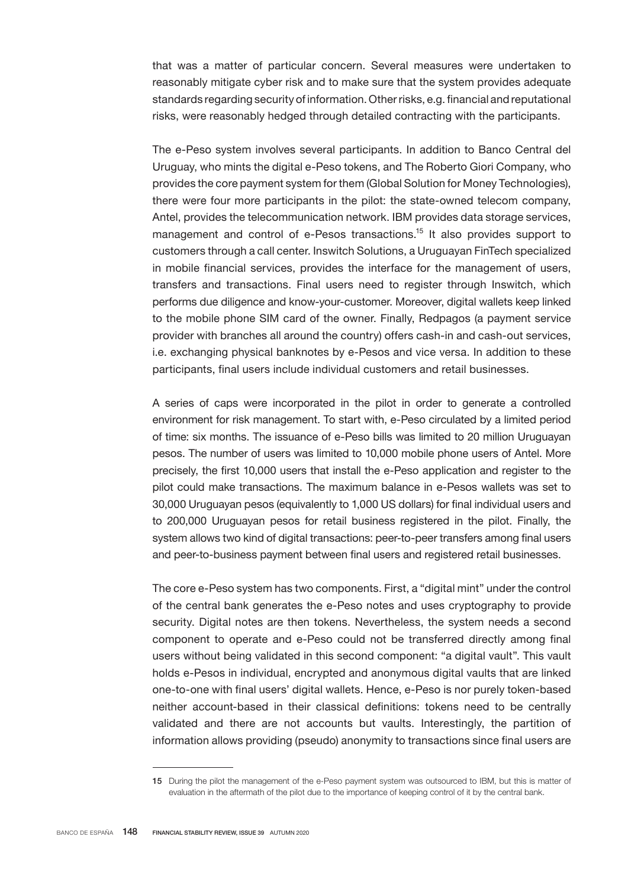that was a matter of particular concern. Several measures were undertaken to reasonably mitigate cyber risk and to make sure that the system provides adequate standards regarding security of information. Other risks, e.g. financial and reputational risks, were reasonably hedged through detailed contracting with the participants.

The e-Peso system involves several participants. In addition to Banco Central del Uruguay, who mints the digital e-Peso tokens, and The Roberto Giori Company, who provides the core payment system for them (Global Solution for Money Technologies), there were four more participants in the pilot: the state-owned telecom company, Antel, provides the telecommunication network. IBM provides data storage services, management and control of e-Pesos transactions.[15] It also provides support to customers through a call center. Inswitch Solutions, a Uruguayan FinTech specialized in mobile financial services, provides the interface for the management of users, transfers and transactions. Final users need to register through Inswitch, which performs due diligence and know-your-customer. Moreover, digital wallets keep linked to the mobile phone SIM card of the owner. Finally, Redpagos (a payment service provider with branches all around the country) offers cash-in and cash-out services, i.e. exchanging physical banknotes by e-Pesos and vice versa. In addition to these participants, final users include individual customers and retail businesses.

A series of caps were incorporated in the pilot in order to generate a controlled environment for risk management. To start with, e-Peso circulated by a limited period of time: six months. The issuance of e-Peso bills was limited to 20 million Uruguayan pesos. The number of users was limited to 10,000 mobile phone users of Antel. More precisely, the first 10,000 users that install the e-Peso application and register to the pilot could make transactions. The maximum balance in e-Pesos wallets was set to 30,000 Uruguayan pesos (equivalently to 1,000 US dollars) for final individual users and to 200,000 Uruguayan pesos for retail business registered in the pilot. Finally, the system allows two kind of digital transactions: peer-to-peer transfers among final users and peer-to-business payment between final users and registered retail businesses.

The core e-Peso system has two components. First, a "digital mint" under the control of the central bank generates the e-Peso notes and uses cryptography to provide security. Digital notes are then tokens. Nevertheless, the system needs a second component to operate and e-Peso could not be transferred directly among final users without being validated in this second component: "a digital vault". This vault holds e-Pesos in individual, encrypted and anonymous digital vaults that are linked one-to-one with final users' digital wallets. Hence, e-Peso is nor purely token-based neither account-based in their classical definitions: tokens need to be centrally validated and there are not accounts but vaults. Interestingly, the partition of information allows providing (pseudo) anonymity to transactions since final users are

15 During the pilot the management of the e-Peso payment system was outsourced to IBM, but this is matter of evaluation in the aftermath of the pilot due to the importance of keeping control of it by the central bank.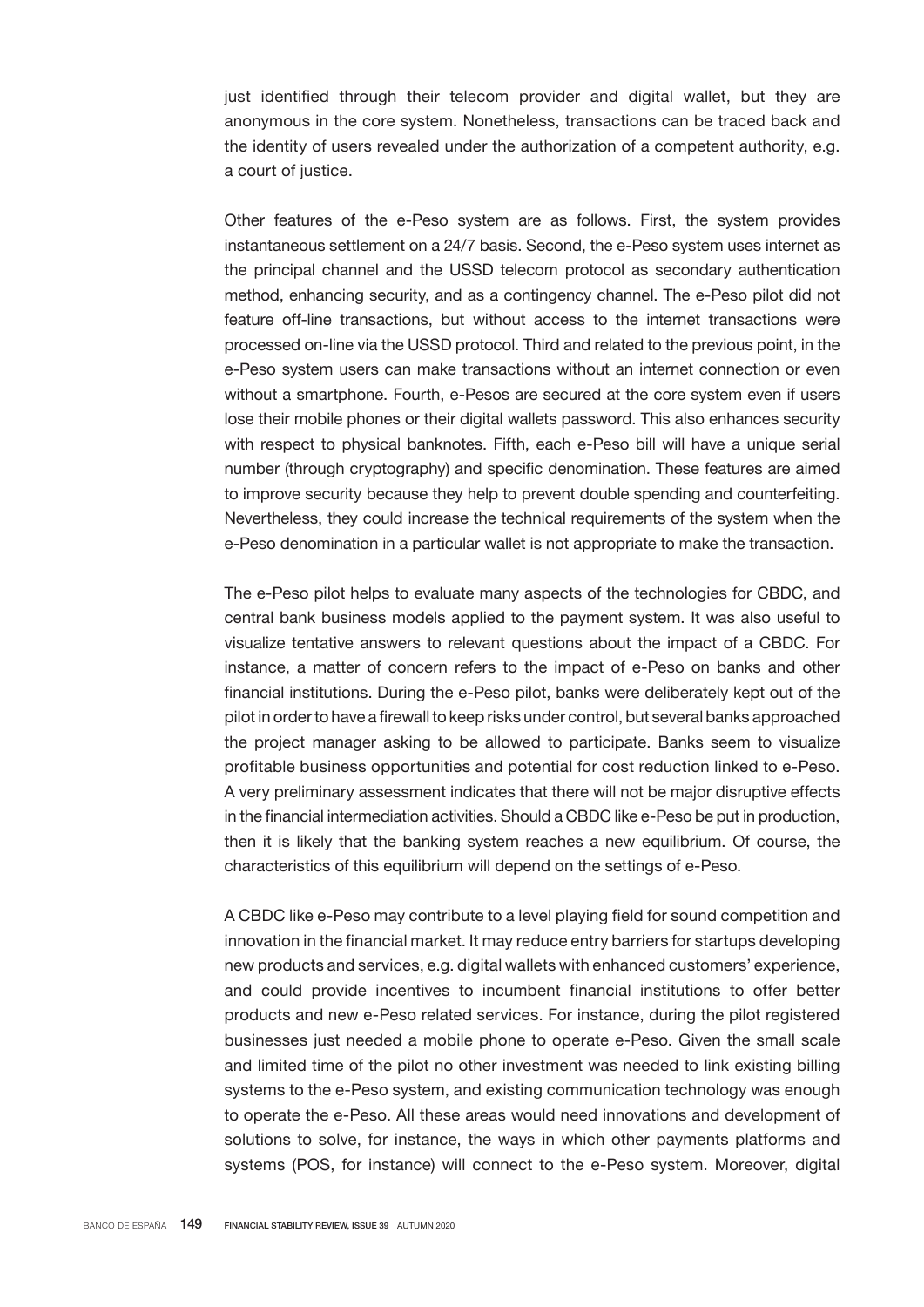just identified through their telecom provider and digital wallet, but they are anonymous in the core system. Nonetheless, transactions can be traced back and the identity of users revealed under the authorization of a competent authority, e.g. a court of justice.

Other features of the e-Peso system are as follows. First, the system provides instantaneous settlement on a 24/7 basis. Second, the e-Peso system uses internet as the principal channel and the USSD telecom protocol as secondary authentication method, enhancing security, and as a contingency channel. The e-Peso pilot did not feature off-line transactions, but without access to the internet transactions were processed on-line via the USSD protocol. Third and related to the previous point, in the e-Peso system users can make transactions without an internet connection or even without a smartphone. Fourth, e-Pesos are secured at the core system even if users lose their mobile phones or their digital wallets password. This also enhances security with respect to physical banknotes. Fifth, each e-Peso bill will have a unique serial number (through cryptography) and specific denomination. These features are aimed to improve security because they help to prevent double spending and counterfeiting. Nevertheless, they could increase the technical requirements of the system when the e-Peso denomination in a particular wallet is not appropriate to make the transaction.

The e-Peso pilot helps to evaluate many aspects of the technologies for CBDC, and central bank business models applied to the payment system. It was also useful to visualize tentative answers to relevant questions about the impact of a CBDC. For instance, a matter of concern refers to the impact of e-Peso on banks and other financial institutions. During the e-Peso pilot, banks were deliberately kept out of the pilot in order to have a firewall to keep risks under control, but several banks approached the project manager asking to be allowed to participate. Banks seem to visualize profitable business opportunities and potential for cost reduction linked to e-Peso. A very preliminary assessment indicates that there will not be major disruptive effects in the financial intermediation activities. Should a CBDC like e-Peso be put in production, then it is likely that the banking system reaches a new equilibrium. Of course, the characteristics of this equilibrium will depend on the settings of e-Peso.

A CBDC like e-Peso may contribute to a level playing field for sound competition and innovation in the financial market. It may reduce entry barriers for startups developing new products and services, e.g. digital wallets with enhanced customers' experience, and could provide incentives to incumbent financial institutions to offer better products and new e-Peso related services. For instance, during the pilot registered businesses just needed a mobile phone to operate e-Peso. Given the small scale and limited time of the pilot no other investment was needed to link existing billing systems to the e-Peso system, and existing communication technology was enough to operate the e-Peso. All these areas would need innovations and development of solutions to solve, for instance, the ways in which other payments platforms and systems (POS, for instance) will connect to the e-Peso system. Moreover, digital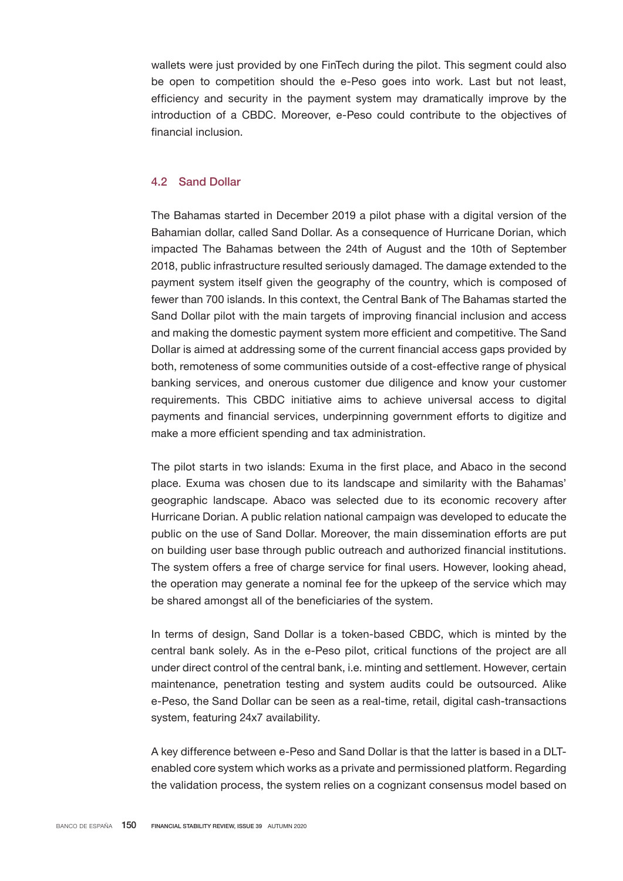wallets were just provided by one FinTech during the pilot. This segment could also be open to competition should the e-Peso goes into work. Last but not least, efficiency and security in the payment system may dramatically improve by the introduction of a CBDC. Moreover, e-Peso could contribute to the objectives of financial inclusion.

### 4.2 Sand Dollar

The Bahamas started in December 2019 a pilot phase with a digital version of the Bahamian dollar, called Sand Dollar. As a consequence of Hurricane Dorian, which impacted The Bahamas between the 24th of August and the 10th of September 2018, public infrastructure resulted seriously damaged. The damage extended to the payment system itself given the geography of the country, which is composed of fewer than 700 islands. In this context, the Central Bank of The Bahamas started the Sand Dollar pilot with the main targets of improving financial inclusion and access and making the domestic payment system more efficient and competitive. The Sand Dollar is aimed at addressing some of the current financial access gaps provided by both, remoteness of some communities outside of a cost-effective range of physical banking services, and onerous customer due diligence and know your customer requirements. This CBDC initiative aims to achieve universal access to digital payments and financial services, underpinning government efforts to digitize and make a more efficient spending and tax administration.

The pilot starts in two islands: Exuma in the first place, and Abaco in the second place. Exuma was chosen due to its landscape and similarity with the Bahamas' geographic landscape. Abaco was selected due to its economic recovery after Hurricane Dorian. A public relation national campaign was developed to educate the public on the use of Sand Dollar. Moreover, the main dissemination efforts are put on building user base through public outreach and authorized financial institutions. The system offers a free of charge service for final users. However, looking ahead, the operation may generate a nominal fee for the upkeep of the service which may be shared amongst all of the beneficiaries of the system.

In terms of design, Sand Dollar is a token-based CBDC, which is minted by the central bank solely. As in the e-Peso pilot, critical functions of the project are all under direct control of the central bank, i.e. minting and settlement. However, certain maintenance, penetration testing and system audits could be outsourced. Alike e-Peso, the Sand Dollar can be seen as a real-time, retail, digital cash-transactions system, featuring 24x7 availability.

A key difference between e-Peso and Sand Dollar is that the latter is based in a DLT-enabled core system which works as a private and permissioned platform. Regarding the validation process, the system relies on a cognizant consensus model based on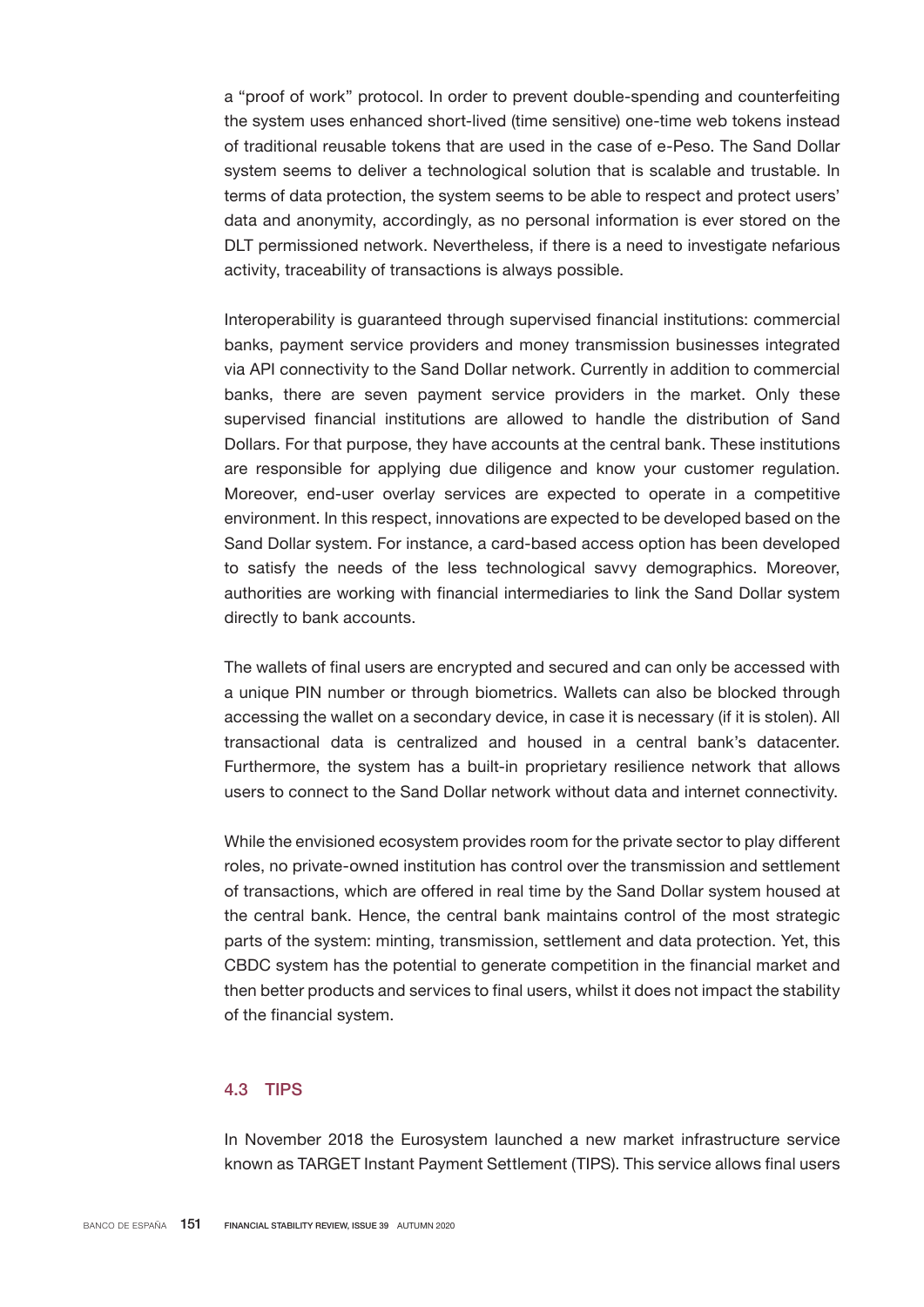a "proof of work" protocol. In order to prevent double-spending and counterfeiting the system uses enhanced short-lived (time sensitive) one-time web tokens instead of traditional reusable tokens that are used in the case of e-Peso. The Sand Dollar system seems to deliver a technological solution that is scalable and trustable. In terms of data protection, the system seems to be able to respect and protect users' data and anonymity, accordingly, as no personal information is ever stored on the DLT permissioned network. Nevertheless, if there is a need to investigate nefarious activity, traceability of transactions is always possible.

Interoperability is guaranteed through supervised financial institutions: commercial banks, payment service providers and money transmission businesses integrated via API connectivity to the Sand Dollar network. Currently in addition to commercial banks, there are seven payment service providers in the market. Only these supervised financial institutions are allowed to handle the distribution of Sand Dollars. For that purpose, they have accounts at the central bank. These institutions are responsible for applying due diligence and know your customer regulation. Moreover, end-user overlay services are expected to operate in a competitive environment. In this respect, innovations are expected to be developed based on the Sand Dollar system. For instance, a card-based access option has been developed to satisfy the needs of the less technological savvy demographics. Moreover, authorities are working with financial intermediaries to link the Sand Dollar system directly to bank accounts.

The wallets of final users are encrypted and secured and can only be accessed with a unique PIN number or through biometrics. Wallets can also be blocked through accessing the wallet on a secondary device, in case it is necessary (if it is stolen). All transactional data is centralized and housed in a central bank's datacenter. Furthermore, the system has a built-in proprietary resilience network that allows users to connect to the Sand Dollar network without data and internet connectivity.

While the envisioned ecosystem provides room for the private sector to play different roles, no private-owned institution has control over the transmission and settlement of transactions, which are offered in real time by the Sand Dollar system housed at the central bank. Hence, the central bank maintains control of the most strategic parts of the system: minting, transmission, settlement and data protection. Yet, this CBDC system has the potential to generate competition in the financial market and then better products and services to final users, whilst it does not impact the stability of the financial system.

## 4.3 TIPS

In November 2018 the Eurosystem launched a new market infrastructure service known as TARGET Instant Payment Settlement (TIPS). This service allows final users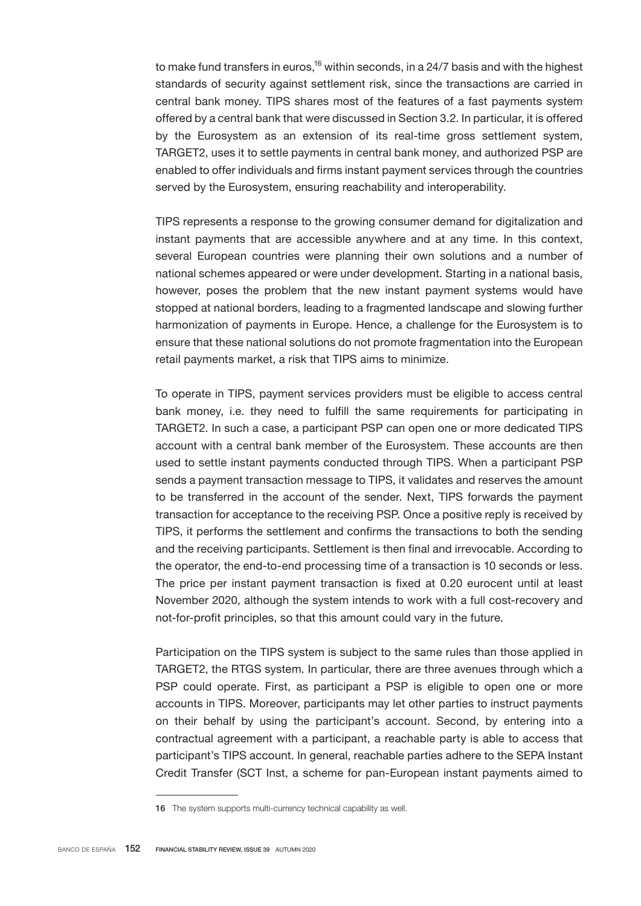to make fund transfers in euros,[16] within seconds, in a 24/7 basis and with the highest standards of security against settlement risk, since the transactions are carried in central bank money. TIPS shares most of the features of a fast payments system offered by a central bank that were discussed in Section 3.2. In particular, it is offered by the Eurosystem as an extension of its real-time gross settlement system, TARGET2, uses it to settle payments in central bank money, and authorized PSP are enabled to offer individuals and firms instant payment services through the countries served by the Eurosystem, ensuring reachability and interoperability.

TIPS represents a response to the growing consumer demand for digitalization and instant payments that are accessible anywhere and at any time. In this context, several European countries were planning their own solutions and a number of national schemes appeared or were under development. Starting in a national basis, however, poses the problem that the new instant payment systems would have stopped at national borders, leading to a fragmented landscape and slowing further harmonization of payments in Europe. Hence, a challenge for the Eurosystem is to ensure that these national solutions do not promote fragmentation into the European retail payments market, a risk that TIPS aims to minimize.

To operate in TIPS, payment services providers must be eligible to access central bank money, i.e. they need to fulfill the same requirements for participating in TARGET2. In such a case, a participant PSP can open one or more dedicated TIPS account with a central bank member of the Eurosystem. These accounts are then used to settle instant payments conducted through TIPS. When a participant PSP sends a payment transaction message to TIPS, it validates and reserves the amount to be transferred in the account of the sender. Next, TIPS forwards the payment transaction for acceptance to the receiving PSP. Once a positive reply is received by TIPS, it performs the settlement and confirms the transactions to both the sending and the receiving participants. Settlement is then final and irrevocable. According to the operator, the end-to-end processing time of a transaction is 10 seconds or less. The price per instant payment transaction is fixed at 0.20 eurocent until at least November 2020, although the system intends to work with a full cost-recovery and not-for-profit principles, so that this amount could vary in the future.

Participation on the TIPS system is subject to the same rules than those applied in TARGET2, the RTGS system. In particular, there are three avenues through which a PSP could operate. First, as participant a PSP is eligible to open one or more accounts in TIPS. Moreover, participants may let other parties to instruct payments on their behalf by using the participant's account. Second, by entering into a contractual agreement with a participant, a reachable party is able to access that participant's TIPS account. In general, reachable parties adhere to the SEPA Instant Credit Transfer (SCT Inst, a scheme for pan-European instant payments aimed to

16 The system supports multi-currency technical capability as well.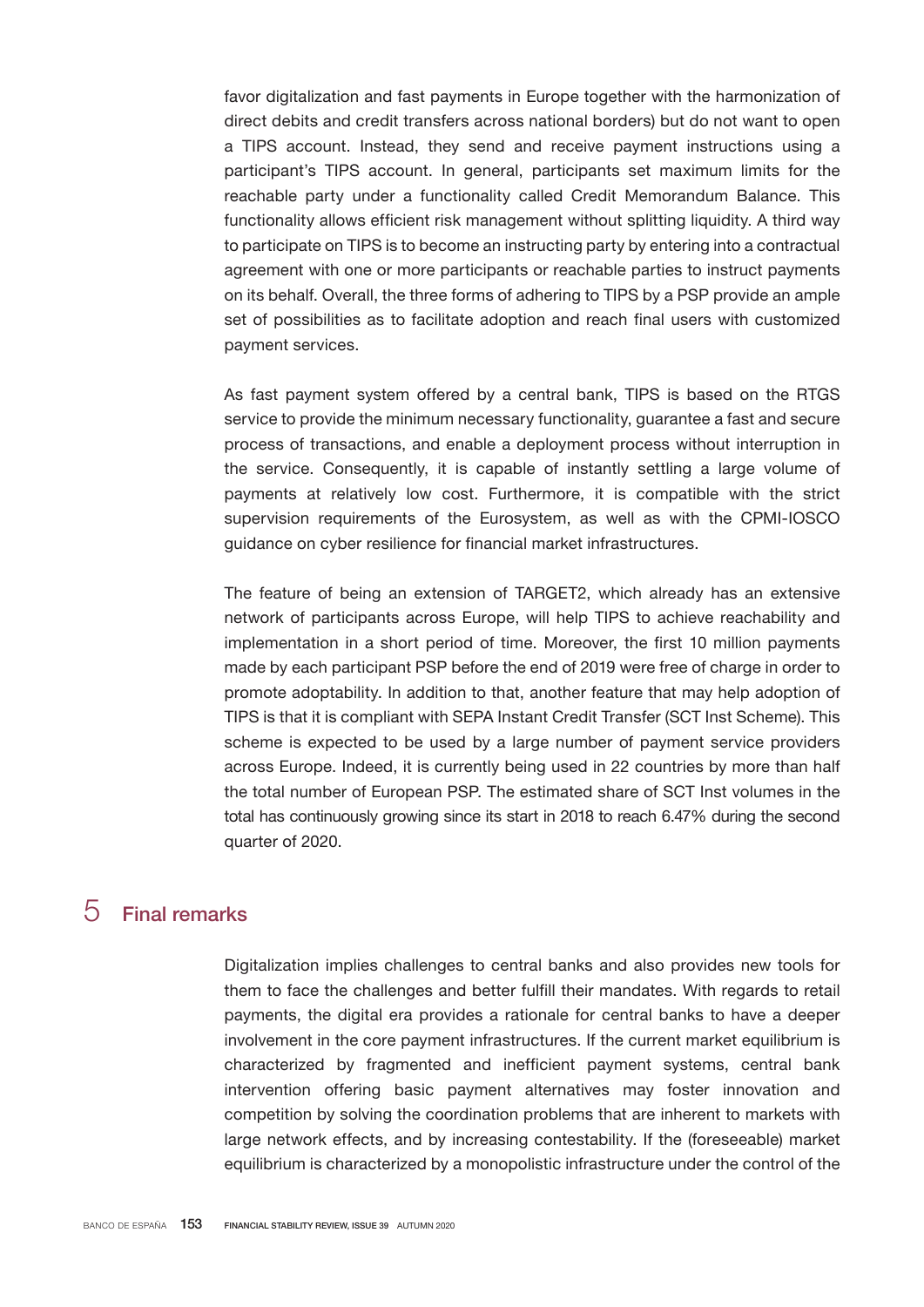favor digitalization and fast payments in Europe together with the harmonization of direct debits and credit transfers across national borders) but do not want to open a TIPS account. Instead, they send and receive payment instructions using a participant's TIPS account. In general, participants set maximum limits for the reachable party under a functionality called Credit Memorandum Balance. This functionality allows efficient risk management without splitting liquidity. A third way to participate on TIPS is to become an instructing party by entering into a contractual agreement with one or more participants or reachable parties to instruct payments on its behalf. Overall, the three forms of adhering to TIPS by a PSP provide an ample set of possibilities as to facilitate adoption and reach final users with customized payment services.

As fast payment system offered by a central bank, TIPS is based on the RTGS service to provide the minimum necessary functionality, guarantee a fast and secure process of transactions, and enable a deployment process without interruption in the service. Consequently, it is capable of instantly settling a large volume of payments at relatively low cost. Furthermore, it is compatible with the strict supervision requirements of the Eurosystem, as well as with the CPMI-IOSCO guidance on cyber resilience for financial market infrastructures.

The feature of being an extension of TARGET2, which already has an extensive network of participants across Europe, will help TIPS to achieve reachability and implementation in a short period of time. Moreover, the first 10 million payments made by each participant PSP before the end of 2019 were free of charge in order to promote adoptability. In addition to that, another feature that may help adoption of TIPS is that it is compliant with SEPA Instant Credit Transfer (SCT Inst Scheme). This scheme is expected to be used by a large number of payment service providers across Europe. Indeed, it is currently being used in 22 countries by more than half the total number of European PSP. The estimated share of SCT Inst volumes in the total has continuously growing since its start in 2018 to reach 6.47% during the second quarter of 2020.

## 5 Final remarks

Digitalization implies challenges to central banks and also provides new tools for them to face the challenges and better fulfill their mandates. With regards to retail payments, the digital era provides a rationale for central banks to have a deeper involvement in the core payment infrastructures. If the current market equilibrium is characterized by fragmented and inefficient payment systems, central bank intervention offering basic payment alternatives may foster innovation and competition by solving the coordination problems that are inherent to markets with large network effects, and by increasing contestability. If the (foreseeable) market equilibrium is characterized by a monopolistic infrastructure under the control of the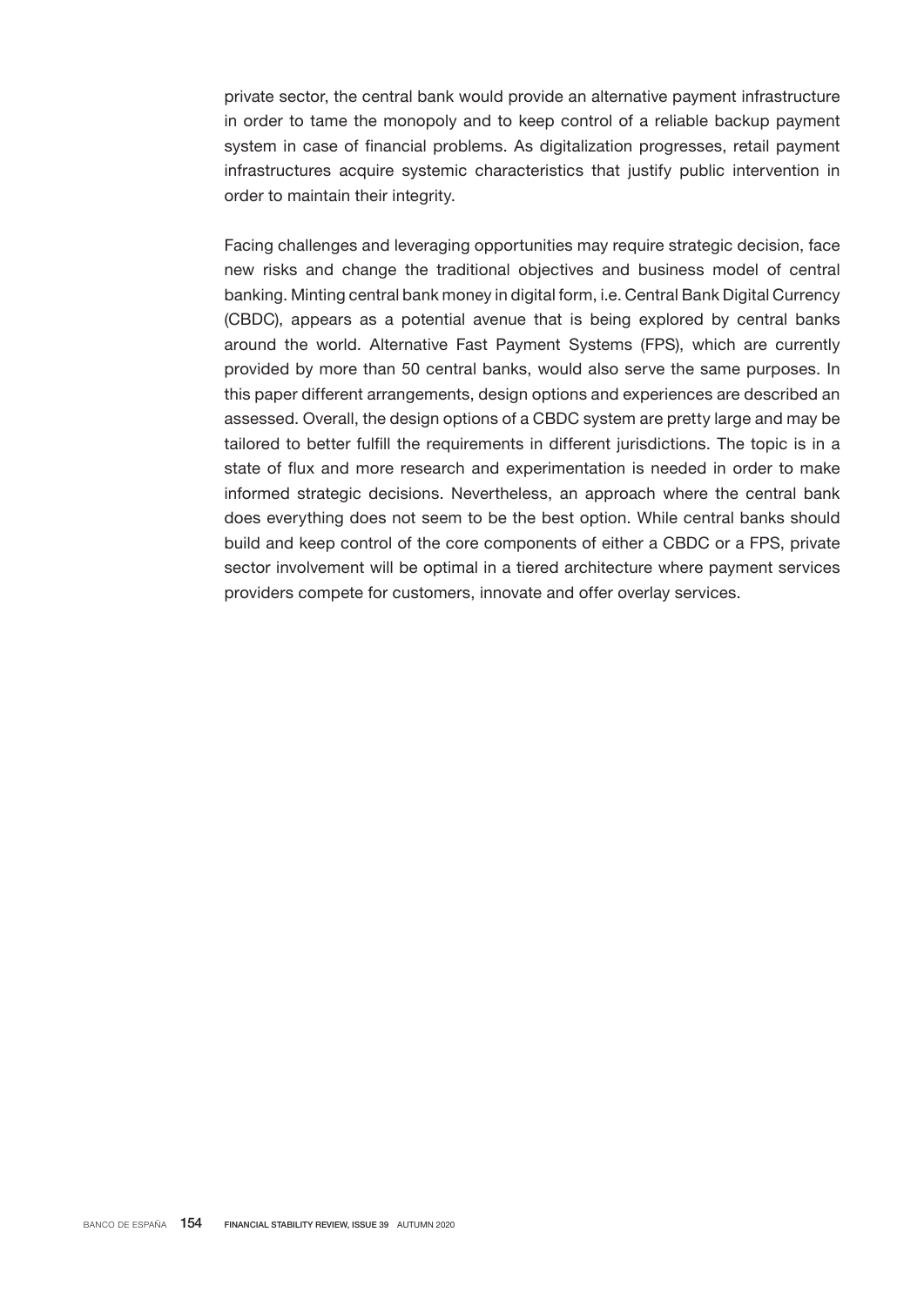private sector, the central bank would provide an alternative payment infrastructure in order to tame the monopoly and to keep control of a reliable backup payment system in case of financial problems. As digitalization progresses, retail payment infrastructures acquire systemic characteristics that justify public intervention in order to maintain their integrity.

Facing challenges and leveraging opportunities may require strategic decision, face new risks and change the traditional objectives and business model of central banking. Minting central bank money in digital form, i.e. Central Bank Digital Currency (CBDC), appears as a potential avenue that is being explored by central banks around the world. Alternative Fast Payment Systems (FPS), which are currently provided by more than 50 central banks, would also serve the same purposes. In this paper different arrangements, design options and experiences are described an assessed. Overall, the design options of a CBDC system are pretty large and may be tailored to better fulfill the requirements in different jurisdictions. The topic is in a state of flux and more research and experimentation is needed in order to make informed strategic decisions. Nevertheless, an approach where the central bank does everything does not seem to be the best option. While central banks should build and keep control of the core components of either a CBDC or a FPS, private sector involvement will be optimal in a tiered architecture where payment services providers compete for customers, innovate and offer overlay services.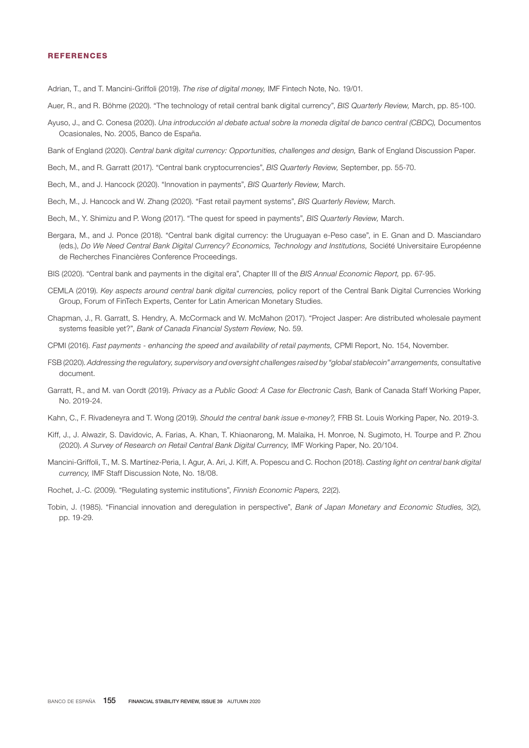## REFERENCES

Adrian, T., and T. Mancini-Griffoli (2019). *The rise of digital money,* IMF Fintech Note, No. 19/01.

Auer, R., and R. Böhme (2020). "The technology of retail central bank digital currency", *BIS Quarterly Review,* March, pp. 85-100.

Ayuso, J., and C. Conesa (2020). *Una introducción al debate actual sobre la moneda digital de banco central (CBDC),* Documentos Ocasionales, No. 2005, Banco de España.

Bank of England (2020). *Central bank digital currency: Opportunities, challenges and design,* Bank of England Discussion Paper.

Bech, M., and R. Garratt (2017). "Central bank cryptocurrencies", *BIS Quarterly Review,* September, pp. 55-70.

Bech, M., and J. Hancock (2020). "Innovation in payments", *BIS Quarterly Review,* March.

Bech, M., J. Hancock and W. Zhang (2020). "Fast retail payment systems", *BIS Quarterly Review,* March.

Bech, M., Y. Shimizu and P. Wong (2017). "The quest for speed in payments", *BIS Quarterly Review,* March.

Bergara, M., and J. Ponce (2018). "Central bank digital currency: the Uruguayan e-Peso case", in E. Gnan and D. Masciandaro (eds.), *Do We Need Central Bank Digital Currency? Economics, Technology and Institutions,* Société Universitaire Européenne de Recherches Financières Conference Proceedings.

BIS (2020). "Central bank and payments in the digital era", Chapter III of the *BIS Annual Economic Report,* pp. 67-95.

CEMLA (2019). *Key aspects around central bank digital currencies,* policy report of the Central Bank Digital Currencies Working Group, Forum of FinTech Experts, Center for Latin American Monetary Studies.

Chapman, J., R. Garratt, S. Hendry, A. McCormack and W. McMahon (2017). "Project Jasper: Are distributed wholesale payment systems feasible yet?", *Bank of Canada Financial System Review,* No. 59.

CPMI (2016). *Fast payments - enhancing the speed and availability of retail payments,* CPMI Report, No. 154, November.

FSB (2020). *Addressing the regulatory, supervisory and oversight challenges raised by "global stablecoin" arrangements,* consultative document.

Garratt, R., and M. van Oordt (2019). *Privacy as a Public Good: A Case for Electronic Cash,* Bank of Canada Staff Working Paper, No. 2019-24.

Kahn, C., F. Rivadeneyra and T. Wong (2019). *Should the central bank issue e-money?,* FRB St. Louis Working Paper, No. 2019-3.

Kiff, J., J. Alwazir, S. Davidovic, A. Farias, A. Khan, T. Khiaonarong, M. Malaika, H. Monroe, N. Sugimoto, H. Tourpe and P. Zhou (2020). *A Survey of Research on Retail Central Bank Digital Currency,* IMF Working Paper, No. 20/104.

Mancini-Griffoli, T., M. S. Martínez-Peria, I. Agur, A. Ari, J. Kiff, A. Popescu and C. Rochon (2018). *Casting light on central bank digital currency,* IMF Staff Discussion Note, No. 18/08.

Rochet, J.-C. (2009). "Regulating systemic institutions", *Finnish Economic Papers,* 22(2).

Tobin, J. (1985). "Financial innovation and deregulation in perspective", *Bank of Japan Monetary and Economic Studies,* 3(2), pp. 19-29.